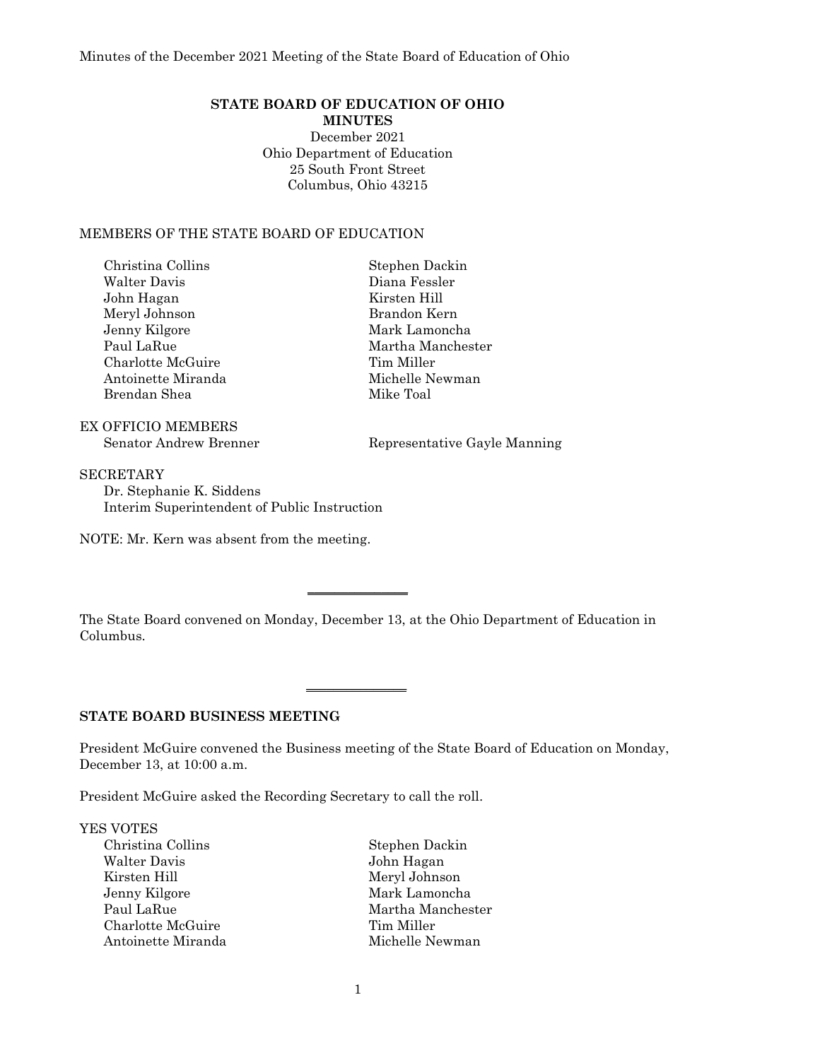**STATE BOARD OF EDUCATION OF OHIO**
**MINUTES**
December 2021
Ohio Department of Education
25 South Front Street
Columbus, Ohio 43215

MEMBERS OF THE STATE BOARD OF EDUCATION

Christina Collins
Stephen Dackin
Walter Davis
Diana Fessler
John Hagan
Kirsten Hill
Meryl Johnson
Brandon Kern
Jenny Kilgore
Mark Lamoncha
Paul LaRue
Martha Manchester
Charlotte McGuire
Tim Miller
Antoinette Miranda
Michelle Newman
Brendan Shea
Mike Toal

EX OFFICIO MEMBERS
Senator Andrew Brenner
Representative Gayle Manning

SECRETARY
Dr. Stephanie K. Siddens
Interim Superintendent of Public Instruction

NOTE: Mr. Kern was absent from the meeting.

---

The State Board convened on Monday, December 13, at the Ohio Department of Education in Columbus.

---

**STATE BOARD BUSINESS MEETING**

President McGuire convened the Business meeting of the State Board of Education on Monday, December 13, at 10:00 a.m.

President McGuire asked the Recording Secretary to call the roll.

YES VOTES
Christina Collins
Stephen Dackin
Walter Davis
John Hagan
Kirsten Hill
Meryl Johnson
Jenny Kilgore
Mark Lamoncha
Paul LaRue
Martha Manchester
Charlotte McGuire
Tim Miller
Antoinette Miranda
Michelle Newman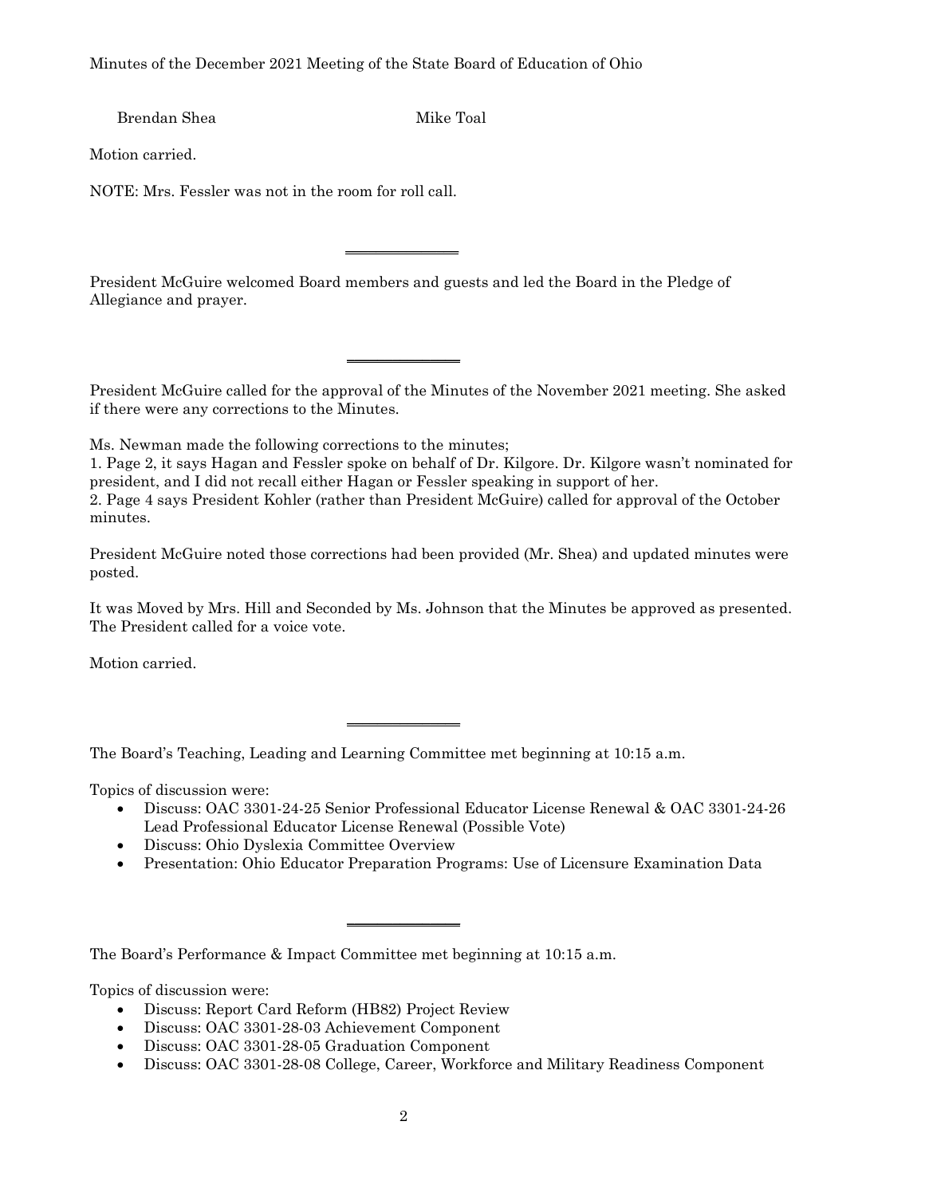Brendan Shea Mike Toal

Motion carried.

NOTE: Mrs. Fessler was not in the room for roll call.

---

President McGuire welcomed Board members and guests and led the Board in the Pledge of Allegiance and prayer.

---

President McGuire called for the approval of the Minutes of the November 2021 meeting. She asked if there were any corrections to the Minutes.

Ms. Newman made the following corrections to the minutes;
1. Page 2, it says Hagan and Fessler spoke on behalf of Dr. Kilgore. Dr. Kilgore wasn't nominated for president, and I did not recall either Hagan or Fessler speaking in support of her.
2. Page 4 says President Kohler (rather than President McGuire) called for approval of the October minutes.

President McGuire noted those corrections had been provided (Mr. Shea) and updated minutes were posted.

It was Moved by Mrs. Hill and Seconded by Ms. Johnson that the Minutes be approved as presented. The President called for a voice vote.

Motion carried.

---

The Board's Teaching, Leading and Learning Committee met beginning at 10:15 a.m.

Topics of discussion were:
- Discuss: OAC 3301-24-25 Senior Professional Educator License Renewal & OAC 3301-24-26 Lead Professional Educator License Renewal (Possible Vote)
- Discuss: Ohio Dyslexia Committee Overview
- Presentation: Ohio Educator Preparation Programs: Use of Licensure Examination Data

---

The Board's Performance & Impact Committee met beginning at 10:15 a.m.

Topics of discussion were:
- Discuss: Report Card Reform (HB82) Project Review
- Discuss: OAC 3301-28-03 Achievement Component
- Discuss: OAC 3301-28-05 Graduation Component
- Discuss: OAC 3301-28-08 College, Career, Workforce and Military Readiness Component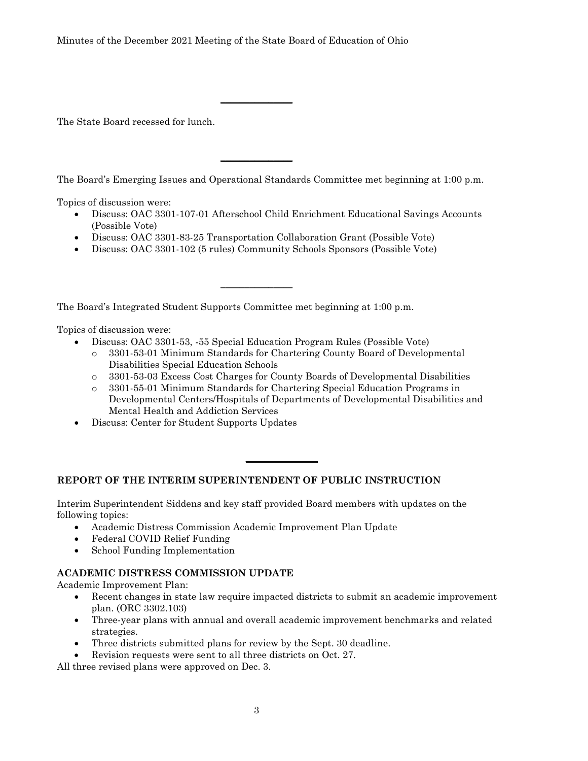---

The State Board recessed for lunch.

---

The Board's Emerging Issues and Operational Standards Committee met beginning at 1:00 p.m.

Topics of discussion were:

- Discuss: OAC 3301-107-01 Afterschool Child Enrichment Educational Savings Accounts (Possible Vote)
- Discuss: OAC 3301-83-25 Transportation Collaboration Grant (Possible Vote)
- Discuss: OAC 3301-102 (5 rules) Community Schools Sponsors (Possible Vote)

---

The Board's Integrated Student Supports Committee met beginning at 1:00 p.m.

Topics of discussion were:

- Discuss: OAC 3301-53, -55 Special Education Program Rules (Possible Vote)
  - 3301-53-01 Minimum Standards for Chartering County Board of Developmental Disabilities Special Education Schools
  - 3301-53-03 Excess Cost Charges for County Boards of Developmental Disabilities
  - 3301-55-01 Minimum Standards for Chartering Special Education Programs in Developmental Centers/Hospitals of Departments of Developmental Disabilities and Mental Health and Addiction Services
- Discuss: Center for Student Supports Updates

---

## REPORT OF THE INTERIM SUPERINTENDENT OF PUBLIC INSTRUCTION

Interim Superintendent Siddens and key staff provided Board members with updates on the following topics:

- Academic Distress Commission Academic Improvement Plan Update
- Federal COVID Relief Funding
- School Funding Implementation

### ACADEMIC DISTRESS COMMISSION UPDATE

Academic Improvement Plan:

- Recent changes in state law require impacted districts to submit an academic improvement plan. (ORC 3302.103)
- Three-year plans with annual and overall academic improvement benchmarks and related strategies.
- Three districts submitted plans for review by the Sept. 30 deadline.
- Revision requests were sent to all three districts on Oct. 27.

All three revised plans were approved on Dec. 3.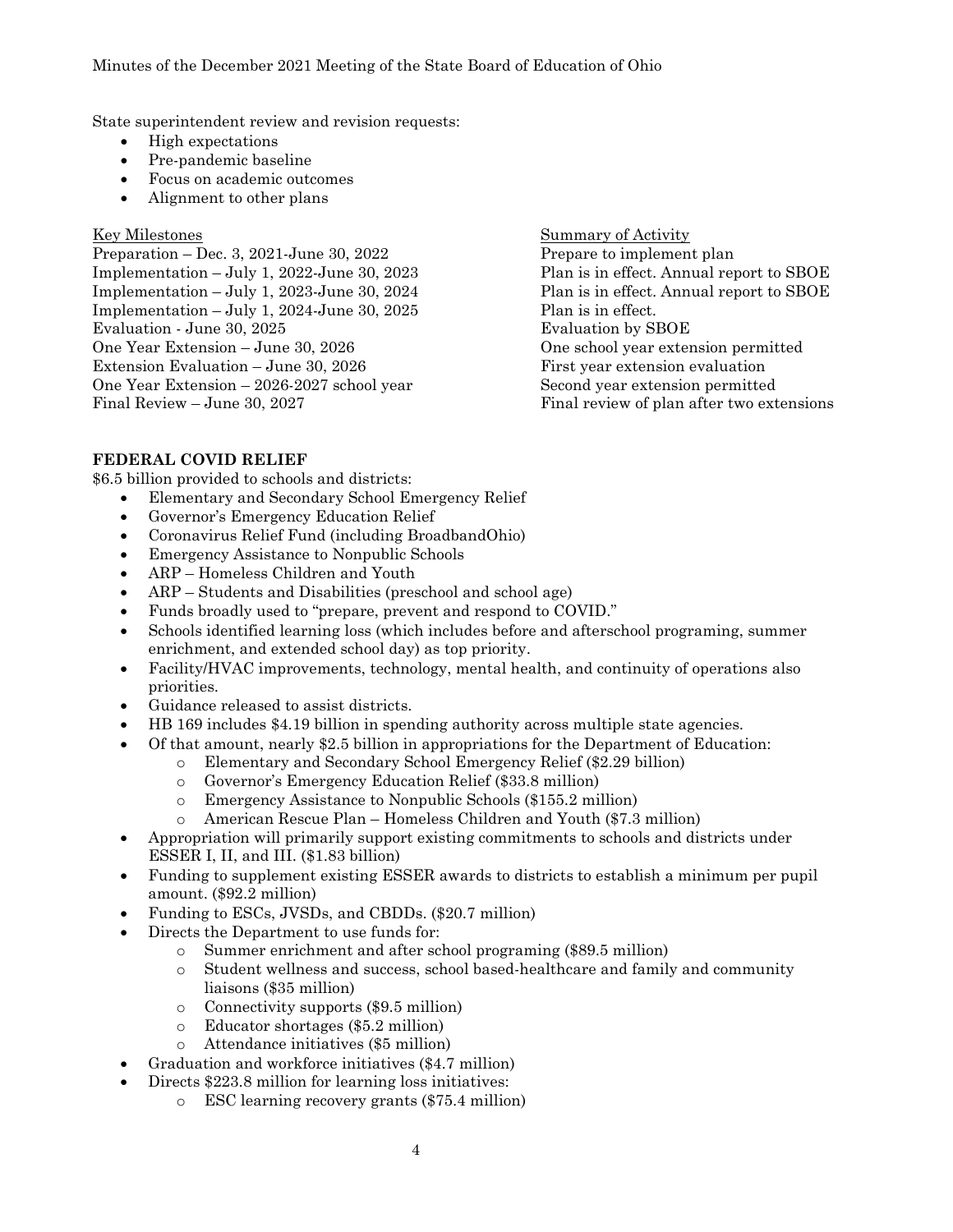State superintendent review and revision requests:

- High expectations
- Pre-pandemic baseline
- Focus on academic outcomes
- Alignment to other plans

| Key Milestones | Summary of Activity |
|---|---|
| Preparation – Dec. 3, 2021-June 30, 2022 | Prepare to implement plan |
| Implementation – July 1, 2022-June 30, 2023 | Plan is in effect. Annual report to SBOE |
| Implementation – July 1, 2023-June 30, 2024 | Plan is in effect. Annual report to SBOE |
| Implementation – July 1, 2024-June 30, 2025 | Plan is in effect. |
| Evaluation - June 30, 2025 | Evaluation by SBOE |
| One Year Extension – June 30, 2026 | One school year extension permitted |
| Extension Evaluation – June 30, 2026 | First year extension evaluation |
| One Year Extension – 2026-2027 school year | Second year extension permitted |
| Final Review – June 30, 2027 | Final review of plan after two extensions |

**FEDERAL COVID RELIEF**

$6.5 billion provided to schools and districts:

- Elementary and Secondary School Emergency Relief
- Governor's Emergency Education Relief
- Coronavirus Relief Fund (including BroadbandOhio)
- Emergency Assistance to Nonpublic Schools
- ARP – Homeless Children and Youth
- ARP – Students and Disabilities (preschool and school age)
- Funds broadly used to "prepare, prevent and respond to COVID."
- Schools identified learning loss (which includes before and afterschool programing, summer enrichment, and extended school day) as top priority.
- Facility/HVAC improvements, technology, mental health, and continuity of operations also priorities.
- Guidance released to assist districts.
- HB 169 includes $4.19 billion in spending authority across multiple state agencies.
- Of that amount, nearly $2.5 billion in appropriations for the Department of Education:
    - Elementary and Secondary School Emergency Relief ($2.29 billion)
    - Governor's Emergency Education Relief ($33.8 million)
    - Emergency Assistance to Nonpublic Schools ($155.2 million)
    - American Rescue Plan – Homeless Children and Youth ($7.3 million)
- Appropriation will primarily support existing commitments to schools and districts under ESSER I, II, and III. ($1.83 billion)
- Funding to supplement existing ESSER awards to districts to establish a minimum per pupil amount. ($92.2 million)
- Funding to ESCs, JVSDs, and CBDDs. ($20.7 million)
- Directs the Department to use funds for:
    - Summer enrichment and after school programing ($89.5 million)
    - Student wellness and success, school based-healthcare and family and community liaisons ($35 million)
    - Connectivity supports ($9.5 million)
    - Educator shortages ($5.2 million)
    - Attendance initiatives ($5 million)
- Graduation and workforce initiatives ($4.7 million)
- Directs $223.8 million for learning loss initiatives:
    - ESC learning recovery grants ($75.4 million)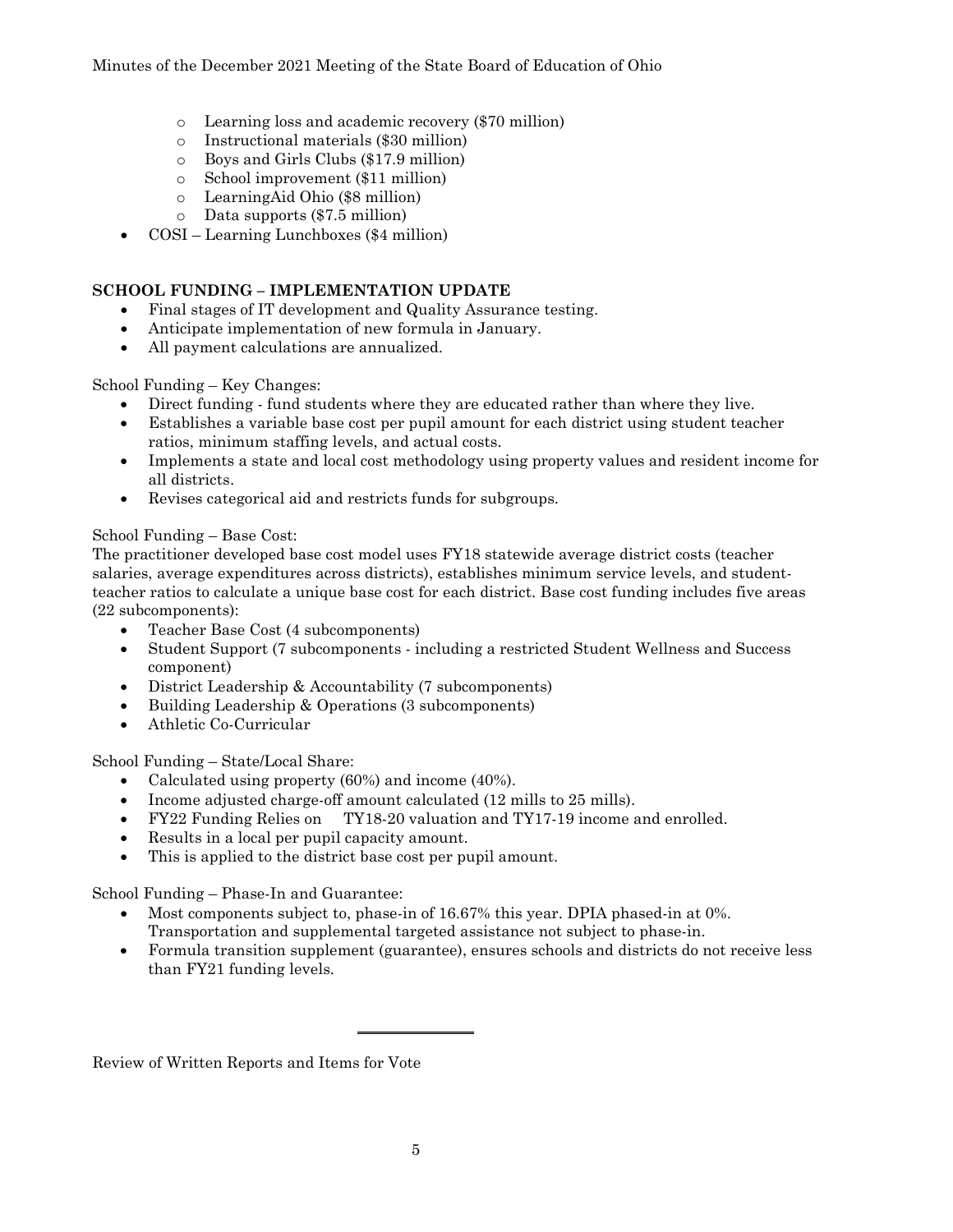- Learning loss and academic recovery ($70 million)
  - Instructional materials ($30 million)
  - Boys and Girls Clubs ($17.9 million)
  - School improvement ($11 million)
  - LearningAid Ohio ($8 million)
  - Data supports ($7.5 million)
- COSI – Learning Lunchboxes ($4 million)

**SCHOOL FUNDING – IMPLEMENTATION UPDATE**

- Final stages of IT development and Quality Assurance testing.
- Anticipate implementation of new formula in January.
- All payment calculations are annualized.

School Funding – Key Changes:

- Direct funding - fund students where they are educated rather than where they live.
- Establishes a variable base cost per pupil amount for each district using student teacher ratios, minimum staffing levels, and actual costs.
- Implements a state and local cost methodology using property values and resident income for all districts.
- Revises categorical aid and restricts funds for subgroups.

School Funding – Base Cost:

The practitioner developed base cost model uses FY18 statewide average district costs (teacher salaries, average expenditures across districts), establishes minimum service levels, and student-teacher ratios to calculate a unique base cost for each district. Base cost funding includes five areas (22 subcomponents):

- Teacher Base Cost (4 subcomponents)
- Student Support (7 subcomponents - including a restricted Student Wellness and Success component)
- District Leadership & Accountability (7 subcomponents)
- Building Leadership & Operations (3 subcomponents)
- Athletic Co-Curricular

School Funding – State/Local Share:

- Calculated using property (60%) and income (40%).
- Income adjusted charge-off amount calculated (12 mills to 25 mills).
- FY22 Funding Relies on TY18-20 valuation and TY17-19 income and enrolled.
- Results in a local per pupil capacity amount.
- This is applied to the district base cost per pupil amount.

School Funding – Phase-In and Guarantee:

- Most components subject to, phase-in of 16.67% this year. DPIA phased-in at 0%. Transportation and supplemental targeted assistance not subject to phase-in.
- Formula transition supplement (guarantee), ensures schools and districts do not receive less than FY21 funding levels.

---

Review of Written Reports and Items for Vote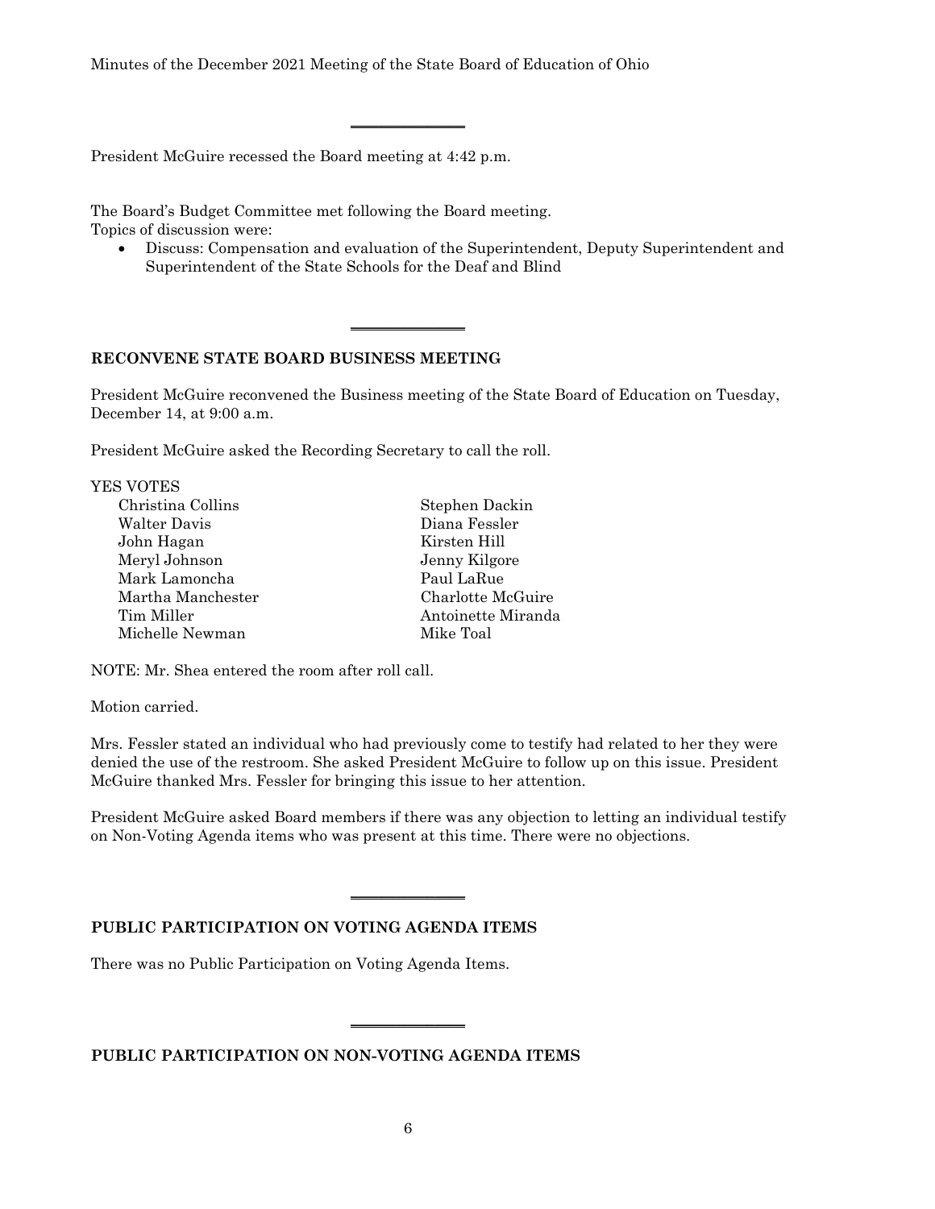President McGuire recessed the Board meeting at 4:42 p.m.

The Board's Budget Committee met following the Board meeting.
Topics of discussion were:

- Discuss: Compensation and evaluation of the Superintendent, Deputy Superintendent and Superintendent of the State Schools for the Deaf and Blind

---

**RECONVENE STATE BOARD BUSINESS MEETING**

President McGuire reconvened the Business meeting of the State Board of Education on Tuesday, December 14, at 9:00 a.m.

President McGuire asked the Recording Secretary to call the roll.

YES VOTES

| | |
|---|---|
| Christina Collins | Stephen Dackin |
| Walter Davis | Diana Fessler |
| John Hagan | Kirsten Hill |
| Meryl Johnson | Jenny Kilgore |
| Mark Lamoncha | Paul LaRue |
| Martha Manchester | Charlotte McGuire |
| Tim Miller | Antoinette Miranda |
| Michelle Newman | Mike Toal |

NOTE: Mr. Shea entered the room after roll call.

Motion carried.

Mrs. Fessler stated an individual who had previously come to testify had related to her they were denied the use of the restroom. She asked President McGuire to follow up on this issue. President McGuire thanked Mrs. Fessler for bringing this issue to her attention.

President McGuire asked Board members if there was any objection to letting an individual testify on Non-Voting Agenda items who was present at this time. There were no objections.

---

**PUBLIC PARTICIPATION ON VOTING AGENDA ITEMS**

There was no Public Participation on Voting Agenda Items.

---

**PUBLIC PARTICIPATION ON NON-VOTING AGENDA ITEMS**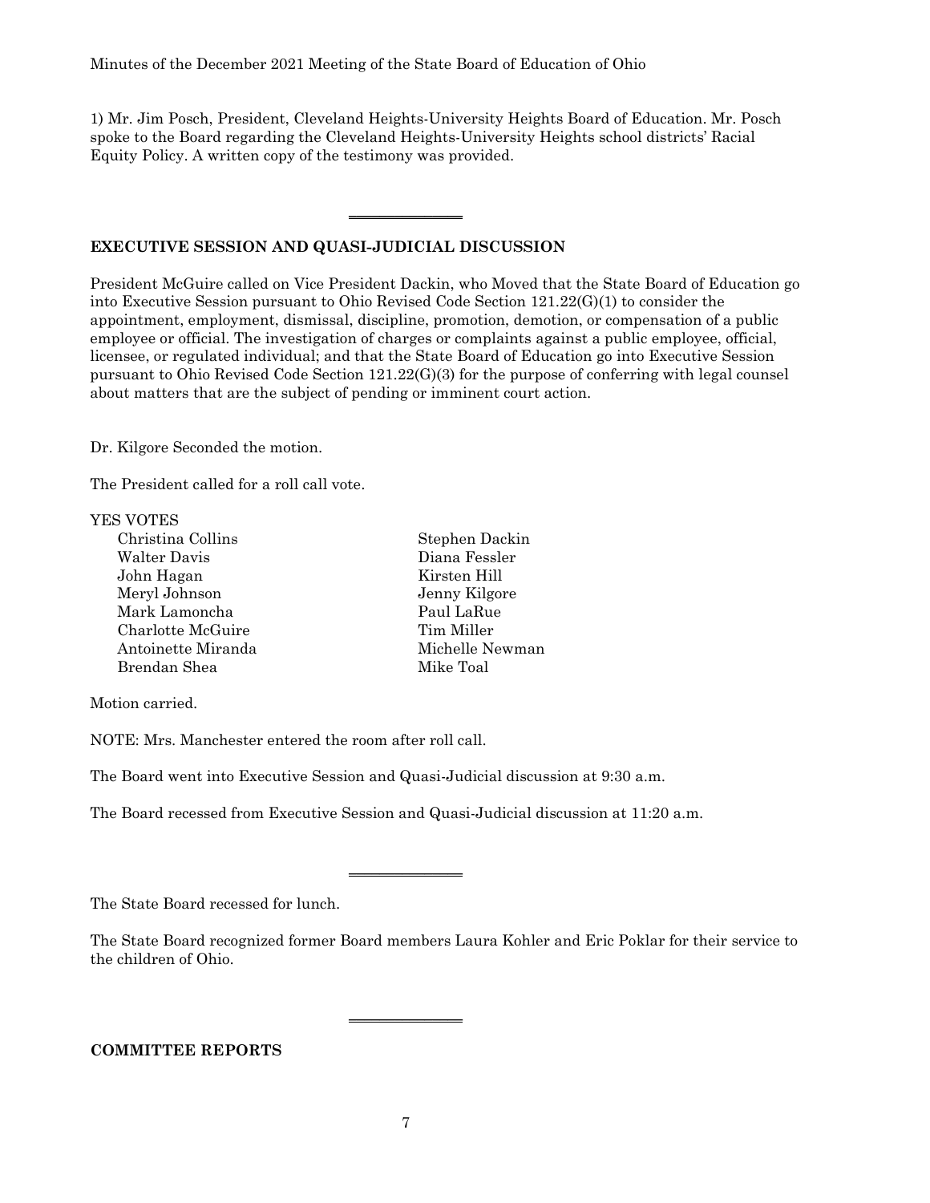1) Mr. Jim Posch, President, Cleveland Heights-University Heights Board of Education. Mr. Posch spoke to the Board regarding the Cleveland Heights-University Heights school districts' Racial Equity Policy. A written copy of the testimony was provided.

---

**EXECUTIVE SESSION AND QUASI-JUDICIAL DISCUSSION**

President McGuire called on Vice President Dackin, who Moved that the State Board of Education go into Executive Session pursuant to Ohio Revised Code Section 121.22(G)(1) to consider the appointment, employment, dismissal, discipline, promotion, demotion, or compensation of a public employee or official. The investigation of charges or complaints against a public employee, official, licensee, or regulated individual; and that the State Board of Education go into Executive Session pursuant to Ohio Revised Code Section 121.22(G)(3) for the purpose of conferring with legal counsel about matters that are the subject of pending or imminent court action.

Dr. Kilgore Seconded the motion.

The President called for a roll call vote.

YES VOTES

Christina Collins
Stephen Dackin
Walter Davis
Diana Fessler
John Hagan
Kirsten Hill
Meryl Johnson
Jenny Kilgore
Mark Lamoncha
Paul LaRue
Charlotte McGuire
Tim Miller
Antoinette Miranda
Michelle Newman
Brendan Shea
Mike Toal

Motion carried.

NOTE: Mrs. Manchester entered the room after roll call.

The Board went into Executive Session and Quasi-Judicial discussion at 9:30 a.m.

The Board recessed from Executive Session and Quasi-Judicial discussion at 11:20 a.m.

---

The State Board recessed for lunch.

The State Board recognized former Board members Laura Kohler and Eric Poklar for their service to the children of Ohio.

---

**COMMITTEE REPORTS**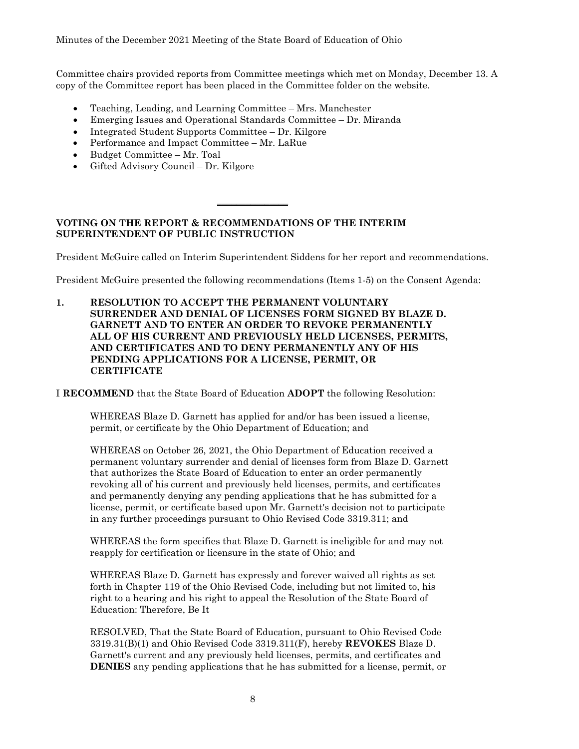Committee chairs provided reports from Committee meetings which met on Monday, December 13. A copy of the Committee report has been placed in the Committee folder on the website.

- Teaching, Leading, and Learning Committee – Mrs. Manchester
- Emerging Issues and Operational Standards Committee – Dr. Miranda
- Integrated Student Supports Committee – Dr. Kilgore
- Performance and Impact Committee – Mr. LaRue
- Budget Committee – Mr. Toal
- Gifted Advisory Council – Dr. Kilgore

---

**VOTING ON THE REPORT & RECOMMENDATIONS OF THE INTERIM SUPERINTENDENT OF PUBLIC INSTRUCTION**

President McGuire called on Interim Superintendent Siddens for her report and recommendations.

President McGuire presented the following recommendations (Items 1-5) on the Consent Agenda:

**1. RESOLUTION TO ACCEPT THE PERMANENT VOLUNTARY SURRENDER AND DENIAL OF LICENSES FORM SIGNED BY BLAZE D. GARNETT AND TO ENTER AN ORDER TO REVOKE PERMANENTLY ALL OF HIS CURRENT AND PREVIOUSLY HELD LICENSES, PERMITS, AND CERTIFICATES AND TO DENY PERMANENTLY ANY OF HIS PENDING APPLICATIONS FOR A LICENSE, PERMIT, OR CERTIFICATE**

I **RECOMMEND** that the State Board of Education **ADOPT** the following Resolution:

WHEREAS Blaze D. Garnett has applied for and/or has been issued a license, permit, or certificate by the Ohio Department of Education; and

WHEREAS on October 26, 2021, the Ohio Department of Education received a permanent voluntary surrender and denial of licenses form from Blaze D. Garnett that authorizes the State Board of Education to enter an order permanently revoking all of his current and previously held licenses, permits, and certificates and permanently denying any pending applications that he has submitted for a license, permit, or certificate based upon Mr. Garnett's decision not to participate in any further proceedings pursuant to Ohio Revised Code 3319.311; and

WHEREAS the form specifies that Blaze D. Garnett is ineligible for and may not reapply for certification or licensure in the state of Ohio; and

WHEREAS Blaze D. Garnett has expressly and forever waived all rights as set forth in Chapter 119 of the Ohio Revised Code, including but not limited to, his right to a hearing and his right to appeal the Resolution of the State Board of Education: Therefore, Be It

RESOLVED, That the State Board of Education, pursuant to Ohio Revised Code 3319.31(B)(1) and Ohio Revised Code 3319.311(F), hereby **REVOKES** Blaze D. Garnett's current and any previously held licenses, permits, and certificates and **DENIES** any pending applications that he has submitted for a license, permit, or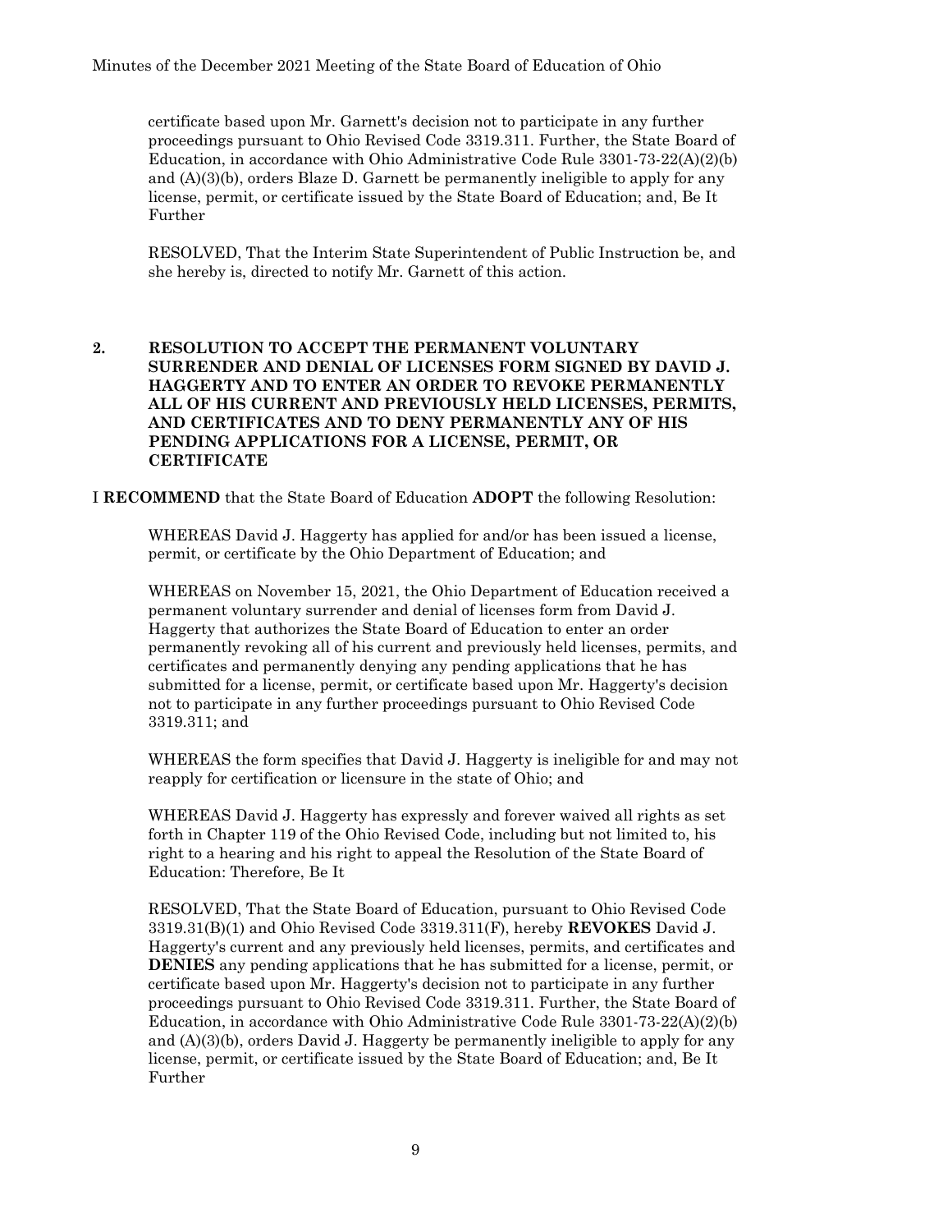certificate based upon Mr. Garnett's decision not to participate in any further proceedings pursuant to Ohio Revised Code 3319.311. Further, the State Board of Education, in accordance with Ohio Administrative Code Rule 3301-73-22(A)(2)(b) and (A)(3)(b), orders Blaze D. Garnett be permanently ineligible to apply for any license, permit, or certificate issued by the State Board of Education; and, Be It Further

RESOLVED, That the Interim State Superintendent of Public Instruction be, and she hereby is, directed to notify Mr. Garnett of this action.

**2. RESOLUTION TO ACCEPT THE PERMANENT VOLUNTARY SURRENDER AND DENIAL OF LICENSES FORM SIGNED BY DAVID J. HAGGERTY AND TO ENTER AN ORDER TO REVOKE PERMANENTLY ALL OF HIS CURRENT AND PREVIOUSLY HELD LICENSES, PERMITS, AND CERTIFICATES AND TO DENY PERMANENTLY ANY OF HIS PENDING APPLICATIONS FOR A LICENSE, PERMIT, OR CERTIFICATE**

I **RECOMMEND** that the State Board of Education **ADOPT** the following Resolution:

WHEREAS David J. Haggerty has applied for and/or has been issued a license, permit, or certificate by the Ohio Department of Education; and

WHEREAS on November 15, 2021, the Ohio Department of Education received a permanent voluntary surrender and denial of licenses form from David J. Haggerty that authorizes the State Board of Education to enter an order permanently revoking all of his current and previously held licenses, permits, and certificates and permanently denying any pending applications that he has submitted for a license, permit, or certificate based upon Mr. Haggerty's decision not to participate in any further proceedings pursuant to Ohio Revised Code 3319.311; and

WHEREAS the form specifies that David J. Haggerty is ineligible for and may not reapply for certification or licensure in the state of Ohio; and

WHEREAS David J. Haggerty has expressly and forever waived all rights as set forth in Chapter 119 of the Ohio Revised Code, including but not limited to, his right to a hearing and his right to appeal the Resolution of the State Board of Education: Therefore, Be It

RESOLVED, That the State Board of Education, pursuant to Ohio Revised Code 3319.31(B)(1) and Ohio Revised Code 3319.311(F), hereby **REVOKES** David J. Haggerty's current and any previously held licenses, permits, and certificates and **DENIES** any pending applications that he has submitted for a license, permit, or certificate based upon Mr. Haggerty's decision not to participate in any further proceedings pursuant to Ohio Revised Code 3319.311. Further, the State Board of Education, in accordance with Ohio Administrative Code Rule 3301-73-22(A)(2)(b) and (A)(3)(b), orders David J. Haggerty be permanently ineligible to apply for any license, permit, or certificate issued by the State Board of Education; and, Be It Further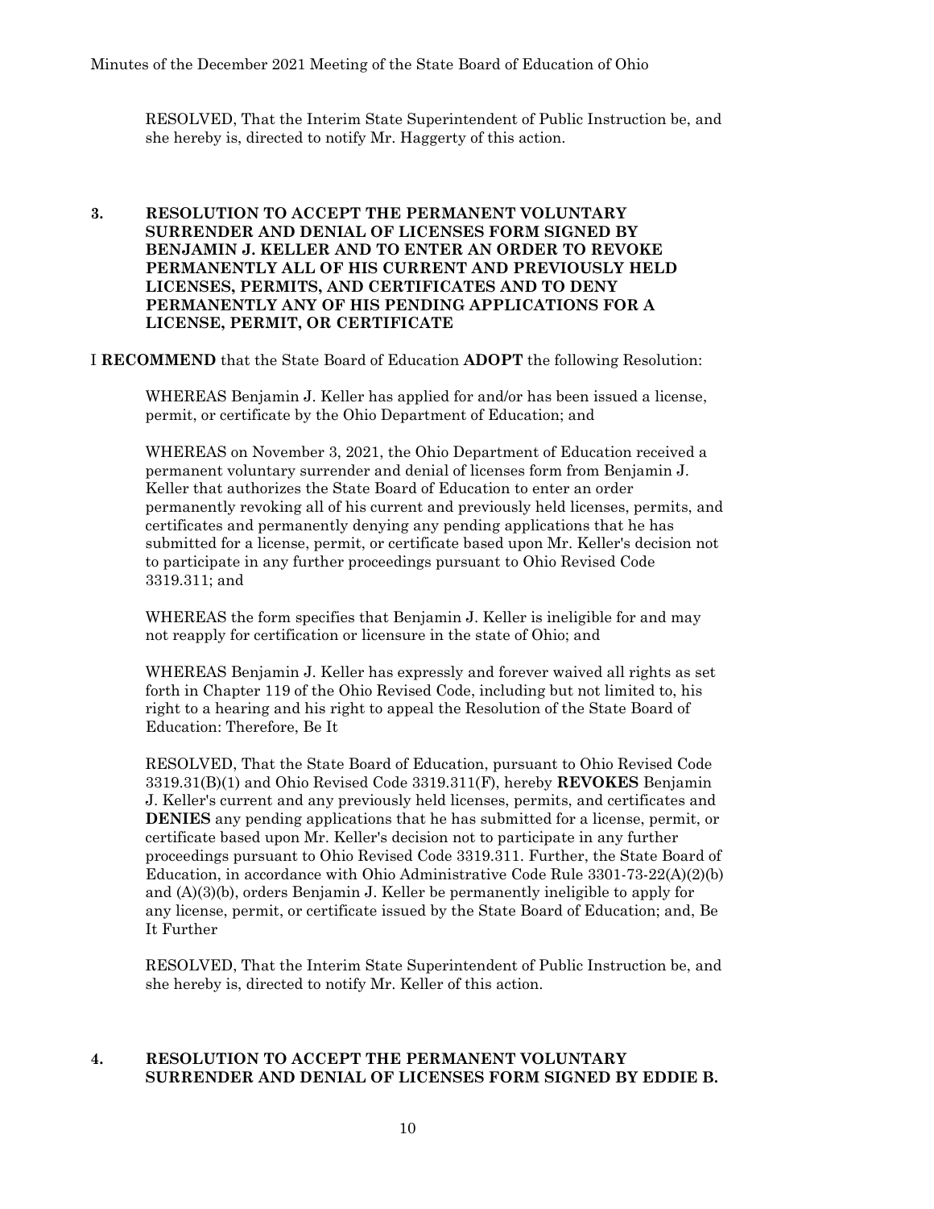RESOLVED, That the Interim State Superintendent of Public Instruction be, and she hereby is, directed to notify Mr. Haggerty of this action.

**3. RESOLUTION TO ACCEPT THE PERMANENT VOLUNTARY SURRENDER AND DENIAL OF LICENSES FORM SIGNED BY BENJAMIN J. KELLER AND TO ENTER AN ORDER TO REVOKE PERMANENTLY ALL OF HIS CURRENT AND PREVIOUSLY HELD LICENSES, PERMITS, AND CERTIFICATES AND TO DENY PERMANENTLY ANY OF HIS PENDING APPLICATIONS FOR A LICENSE, PERMIT, OR CERTIFICATE**

I **RECOMMEND** that the State Board of Education **ADOPT** the following Resolution:

WHEREAS Benjamin J. Keller has applied for and/or has been issued a license, permit, or certificate by the Ohio Department of Education; and

WHEREAS on November 3, 2021, the Ohio Department of Education received a permanent voluntary surrender and denial of licenses form from Benjamin J. Keller that authorizes the State Board of Education to enter an order permanently revoking all of his current and previously held licenses, permits, and certificates and permanently denying any pending applications that he has submitted for a license, permit, or certificate based upon Mr. Keller's decision not to participate in any further proceedings pursuant to Ohio Revised Code 3319.311; and

WHEREAS the form specifies that Benjamin J. Keller is ineligible for and may not reapply for certification or licensure in the state of Ohio; and

WHEREAS Benjamin J. Keller has expressly and forever waived all rights as set forth in Chapter 119 of the Ohio Revised Code, including but not limited to, his right to a hearing and his right to appeal the Resolution of the State Board of Education: Therefore, Be It

RESOLVED, That the State Board of Education, pursuant to Ohio Revised Code 3319.31(B)(1) and Ohio Revised Code 3319.311(F), hereby **REVOKES** Benjamin J. Keller's current and any previously held licenses, permits, and certificates and **DENIES** any pending applications that he has submitted for a license, permit, or certificate based upon Mr. Keller's decision not to participate in any further proceedings pursuant to Ohio Revised Code 3319.311. Further, the State Board of Education, in accordance with Ohio Administrative Code Rule 3301-73-22(A)(2)(b) and (A)(3)(b), orders Benjamin J. Keller be permanently ineligible to apply for any license, permit, or certificate issued by the State Board of Education; and, Be It Further

RESOLVED, That the Interim State Superintendent of Public Instruction be, and she hereby is, directed to notify Mr. Keller of this action.

**4. RESOLUTION TO ACCEPT THE PERMANENT VOLUNTARY SURRENDER AND DENIAL OF LICENSES FORM SIGNED BY EDDIE B.**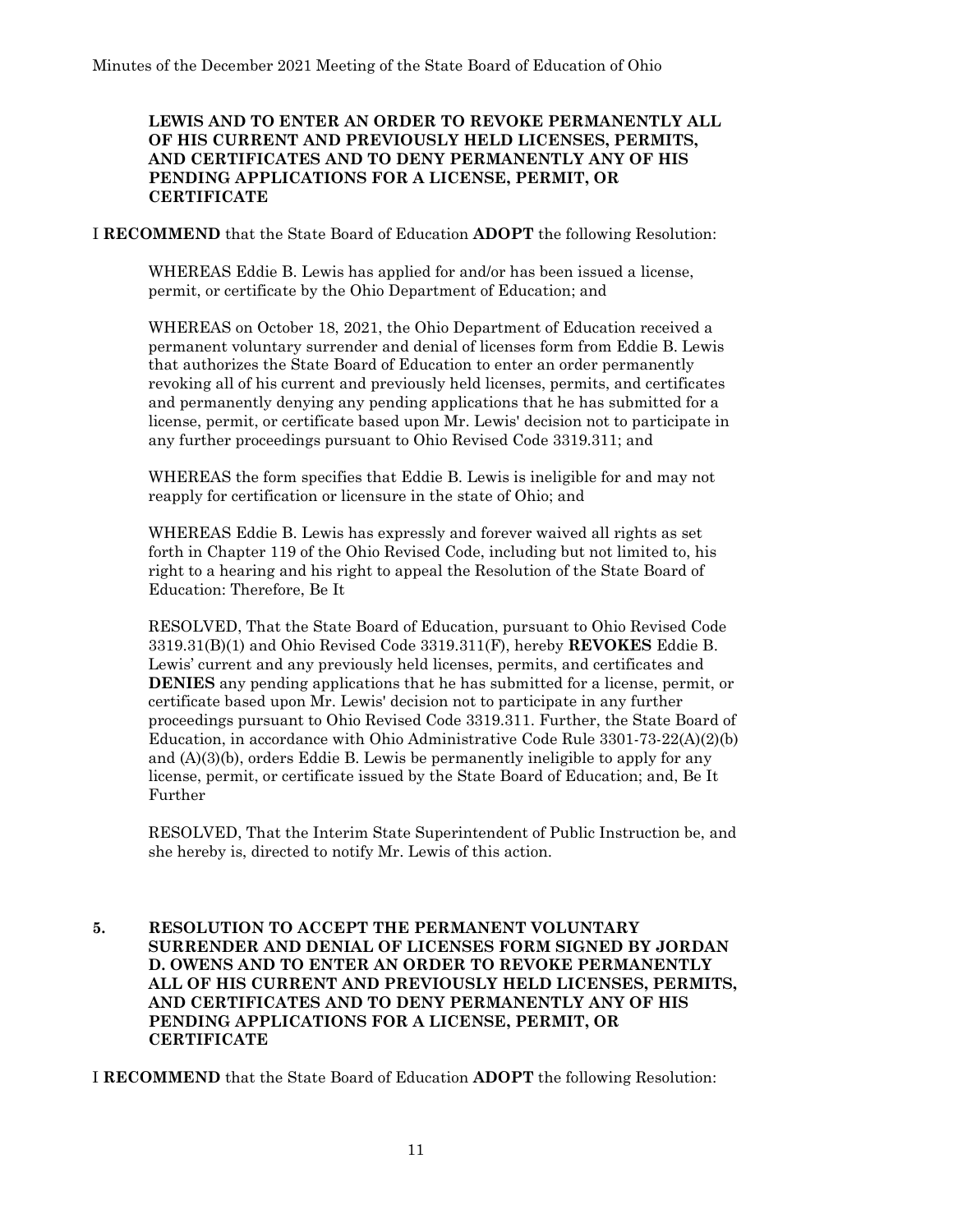**LEWIS AND TO ENTER AN ORDER TO REVOKE PERMANENTLY ALL OF HIS CURRENT AND PREVIOUSLY HELD LICENSES, PERMITS, AND CERTIFICATES AND TO DENY PERMANENTLY ANY OF HIS PENDING APPLICATIONS FOR A LICENSE, PERMIT, OR CERTIFICATE**

I **RECOMMEND** that the State Board of Education **ADOPT** the following Resolution:

WHEREAS Eddie B. Lewis has applied for and/or has been issued a license, permit, or certificate by the Ohio Department of Education; and

WHEREAS on October 18, 2021, the Ohio Department of Education received a permanent voluntary surrender and denial of licenses form from Eddie B. Lewis that authorizes the State Board of Education to enter an order permanently revoking all of his current and previously held licenses, permits, and certificates and permanently denying any pending applications that he has submitted for a license, permit, or certificate based upon Mr. Lewis' decision not to participate in any further proceedings pursuant to Ohio Revised Code 3319.311; and

WHEREAS the form specifies that Eddie B. Lewis is ineligible for and may not reapply for certification or licensure in the state of Ohio; and

WHEREAS Eddie B. Lewis has expressly and forever waived all rights as set forth in Chapter 119 of the Ohio Revised Code, including but not limited to, his right to a hearing and his right to appeal the Resolution of the State Board of Education: Therefore, Be It

RESOLVED, That the State Board of Education, pursuant to Ohio Revised Code 3319.31(B)(1) and Ohio Revised Code 3319.311(F), hereby **REVOKES** Eddie B. Lewis' current and any previously held licenses, permits, and certificates and **DENIES** any pending applications that he has submitted for a license, permit, or certificate based upon Mr. Lewis' decision not to participate in any further proceedings pursuant to Ohio Revised Code 3319.311. Further, the State Board of Education, in accordance with Ohio Administrative Code Rule 3301-73-22(A)(2)(b) and (A)(3)(b), orders Eddie B. Lewis be permanently ineligible to apply for any license, permit, or certificate issued by the State Board of Education; and, Be It Further

RESOLVED, That the Interim State Superintendent of Public Instruction be, and she hereby is, directed to notify Mr. Lewis of this action.

**5. RESOLUTION TO ACCEPT THE PERMANENT VOLUNTARY SURRENDER AND DENIAL OF LICENSES FORM SIGNED BY JORDAN D. OWENS AND TO ENTER AN ORDER TO REVOKE PERMANENTLY ALL OF HIS CURRENT AND PREVIOUSLY HELD LICENSES, PERMITS, AND CERTIFICATES AND TO DENY PERMANENTLY ANY OF HIS PENDING APPLICATIONS FOR A LICENSE, PERMIT, OR CERTIFICATE**

I **RECOMMEND** that the State Board of Education **ADOPT** the following Resolution: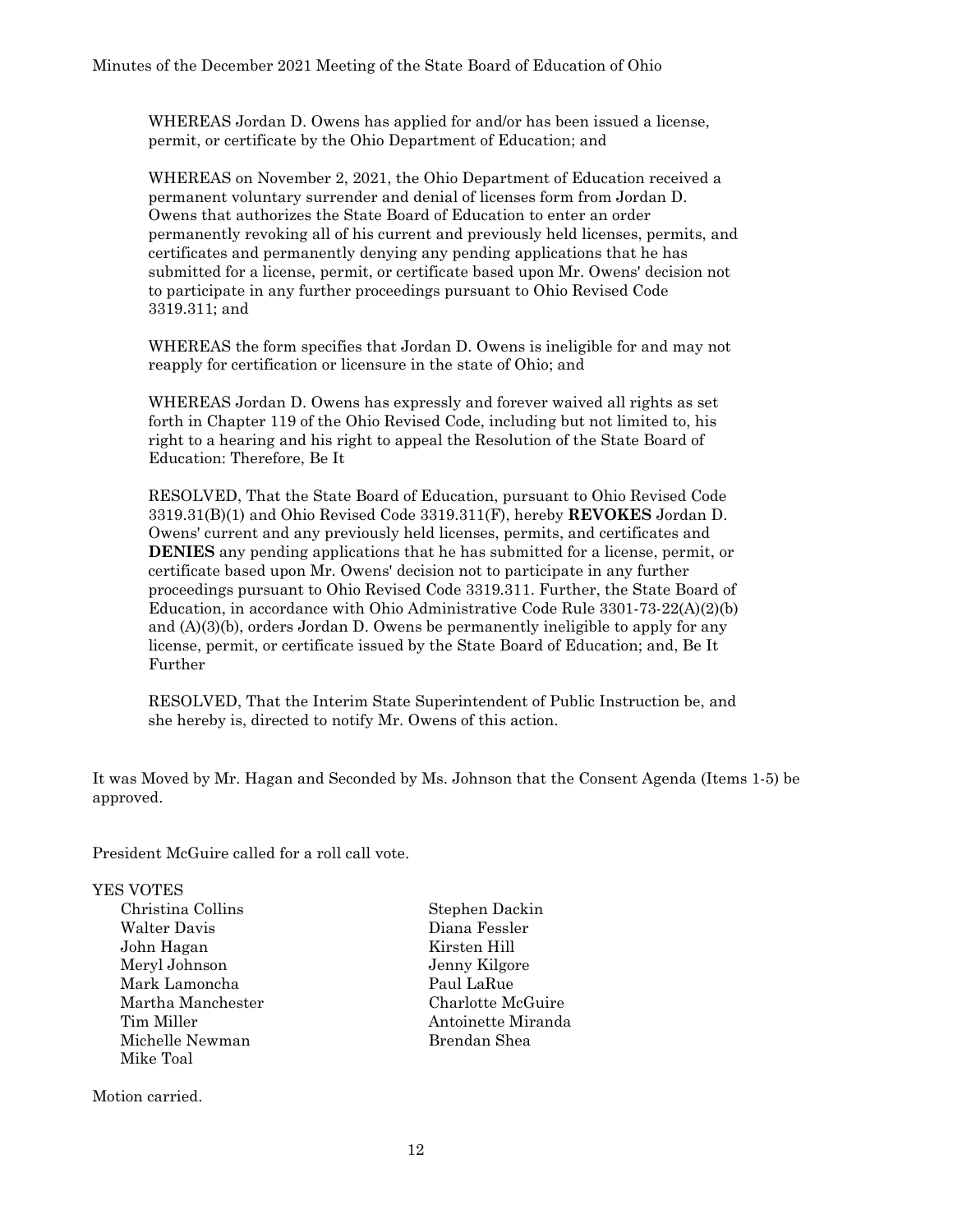WHEREAS Jordan D. Owens has applied for and/or has been issued a license, permit, or certificate by the Ohio Department of Education; and

WHEREAS on November 2, 2021, the Ohio Department of Education received a permanent voluntary surrender and denial of licenses form from Jordan D. Owens that authorizes the State Board of Education to enter an order permanently revoking all of his current and previously held licenses, permits, and certificates and permanently denying any pending applications that he has submitted for a license, permit, or certificate based upon Mr. Owens' decision not to participate in any further proceedings pursuant to Ohio Revised Code 3319.311; and

WHEREAS the form specifies that Jordan D. Owens is ineligible for and may not reapply for certification or licensure in the state of Ohio; and

WHEREAS Jordan D. Owens has expressly and forever waived all rights as set forth in Chapter 119 of the Ohio Revised Code, including but not limited to, his right to a hearing and his right to appeal the Resolution of the State Board of Education: Therefore, Be It

RESOLVED, That the State Board of Education, pursuant to Ohio Revised Code 3319.31(B)(1) and Ohio Revised Code 3319.311(F), hereby **REVOKES** Jordan D. Owens' current and any previously held licenses, permits, and certificates and **DENIES** any pending applications that he has submitted for a license, permit, or certificate based upon Mr. Owens' decision not to participate in any further proceedings pursuant to Ohio Revised Code 3319.311. Further, the State Board of Education, in accordance with Ohio Administrative Code Rule 3301-73-22(A)(2)(b) and (A)(3)(b), orders Jordan D. Owens be permanently ineligible to apply for any license, permit, or certificate issued by the State Board of Education; and, Be It Further

RESOLVED, That the Interim State Superintendent of Public Instruction be, and she hereby is, directed to notify Mr. Owens of this action.

It was Moved by Mr. Hagan and Seconded by Ms. Johnson that the Consent Agenda (Items 1-5) be approved.

President McGuire called for a roll call vote.

YES VOTES

Christina Collins
Walter Davis
John Hagan
Meryl Johnson
Mark Lamoncha
Martha Manchester
Tim Miller
Michelle Newman
Mike Toal
Stephen Dackin
Diana Fessler
Kirsten Hill
Jenny Kilgore
Paul LaRue
Charlotte McGuire
Antoinette Miranda
Brendan Shea

Motion carried.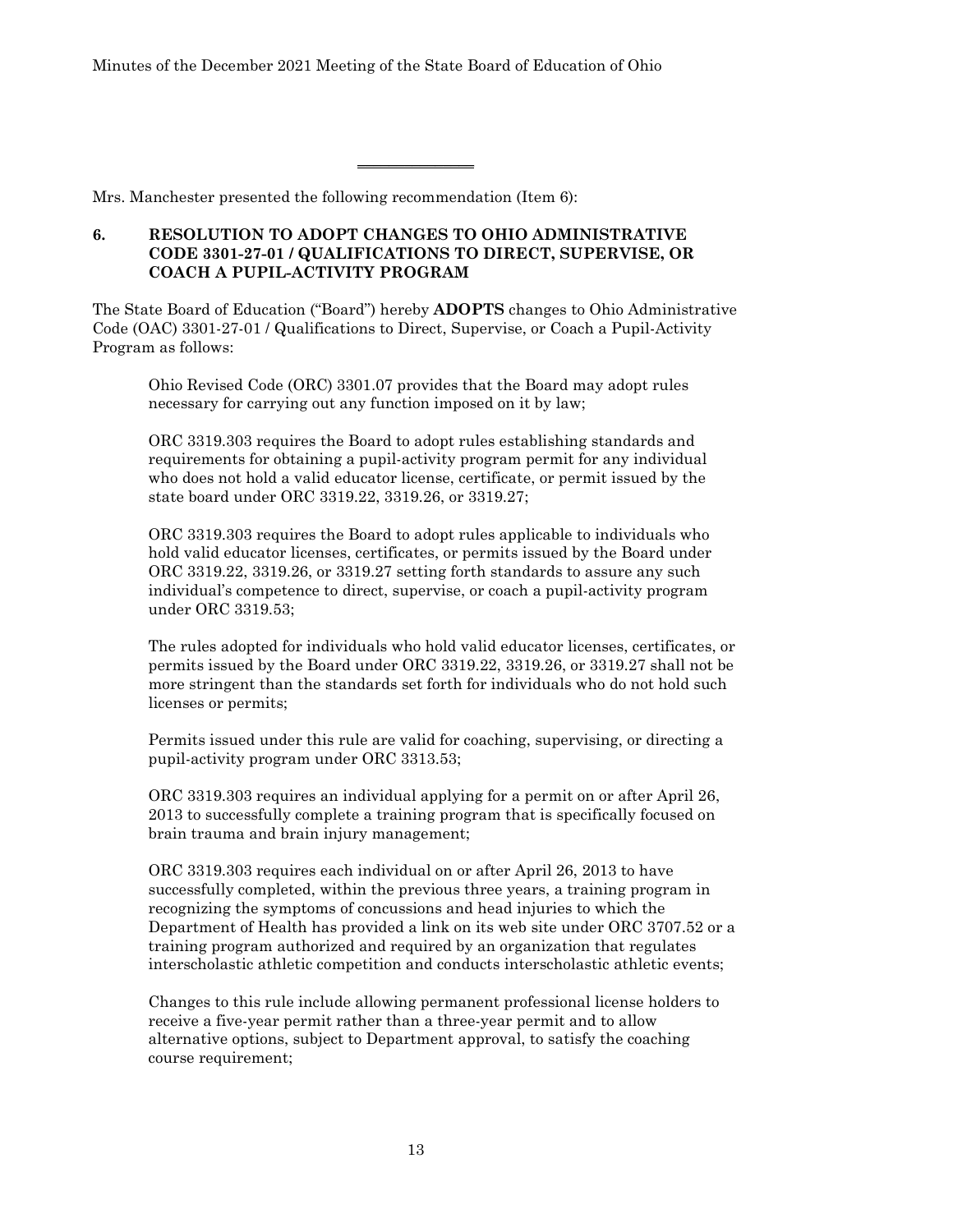---

Mrs. Manchester presented the following recommendation (Item 6):

**6. RESOLUTION TO ADOPT CHANGES TO OHIO ADMINISTRATIVE CODE 3301-27-01 / QUALIFICATIONS TO DIRECT, SUPERVISE, OR COACH A PUPIL-ACTIVITY PROGRAM**

The State Board of Education ("Board") hereby **ADOPTS** changes to Ohio Administrative Code (OAC) 3301-27-01 / Qualifications to Direct, Supervise, or Coach a Pupil-Activity Program as follows:

> Ohio Revised Code (ORC) 3301.07 provides that the Board may adopt rules necessary for carrying out any function imposed on it by law;
>
> ORC 3319.303 requires the Board to adopt rules establishing standards and requirements for obtaining a pupil-activity program permit for any individual who does not hold a valid educator license, certificate, or permit issued by the state board under ORC 3319.22, 3319.26, or 3319.27;
>
> ORC 3319.303 requires the Board to adopt rules applicable to individuals who hold valid educator licenses, certificates, or permits issued by the Board under ORC 3319.22, 3319.26, or 3319.27 setting forth standards to assure any such individual's competence to direct, supervise, or coach a pupil-activity program under ORC 3319.53;
>
> The rules adopted for individuals who hold valid educator licenses, certificates, or permits issued by the Board under ORC 3319.22, 3319.26, or 3319.27 shall not be more stringent than the standards set forth for individuals who do not hold such licenses or permits;
>
> Permits issued under this rule are valid for coaching, supervising, or directing a pupil-activity program under ORC 3313.53;
>
> ORC 3319.303 requires an individual applying for a permit on or after April 26, 2013 to successfully complete a training program that is specifically focused on brain trauma and brain injury management;
>
> ORC 3319.303 requires each individual on or after April 26, 2013 to have successfully completed, within the previous three years, a training program in recognizing the symptoms of concussions and head injuries to which the Department of Health has provided a link on its web site under ORC 3707.52 or a training program authorized and required by an organization that regulates interscholastic athletic competition and conducts interscholastic athletic events;
>
> Changes to this rule include allowing permanent professional license holders to receive a five-year permit rather than a three-year permit and to allow alternative options, subject to Department approval, to satisfy the coaching course requirement;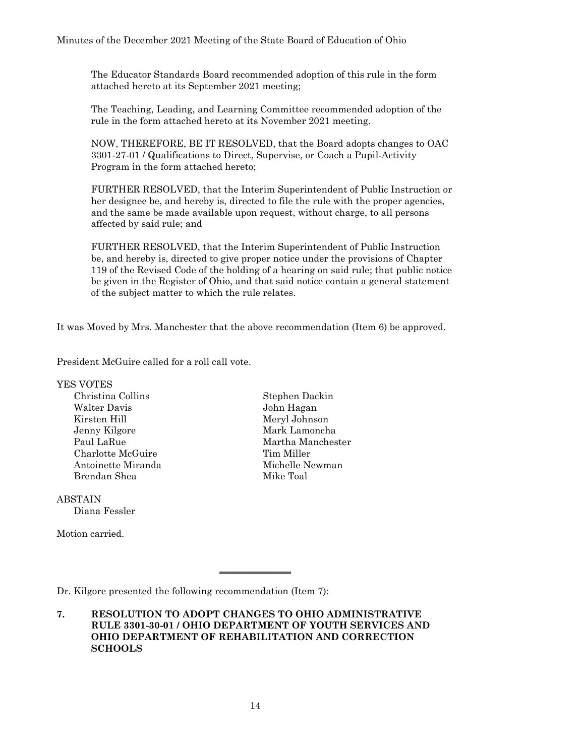The Educator Standards Board recommended adoption of this rule in the form attached hereto at its September 2021 meeting;

The Teaching, Leading, and Learning Committee recommended adoption of the rule in the form attached hereto at its November 2021 meeting.

NOW, THEREFORE, BE IT RESOLVED, that the Board adopts changes to OAC 3301-27-01 / Qualifications to Direct, Supervise, or Coach a Pupil-Activity Program in the form attached hereto;

FURTHER RESOLVED, that the Interim Superintendent of Public Instruction or her designee be, and hereby is, directed to file the rule with the proper agencies, and the same be made available upon request, without charge, to all persons affected by said rule; and

FURTHER RESOLVED, that the Interim Superintendent of Public Instruction be, and hereby is, directed to give proper notice under the provisions of Chapter 119 of the Revised Code of the holding of a hearing on said rule; that public notice be given in the Register of Ohio, and that said notice contain a general statement of the subject matter to which the rule relates.

It was Moved by Mrs. Manchester that the above recommendation (Item 6) be approved.

President McGuire called for a roll call vote.

YES VOTES

Christina Collins
Stephen Dackin
Walter Davis
John Hagan
Kirsten Hill
Meryl Johnson
Jenny Kilgore
Mark Lamoncha
Paul LaRue
Martha Manchester
Charlotte McGuire
Tim Miller
Antoinette Miranda
Michelle Newman
Brendan Shea
Mike Toal

ABSTAIN

Diana Fessler

Motion carried.

---

Dr. Kilgore presented the following recommendation (Item 7):

**7. RESOLUTION TO ADOPT CHANGES TO OHIO ADMINISTRATIVE RULE 3301-30-01 / OHIO DEPARTMENT OF YOUTH SERVICES AND OHIO DEPARTMENT OF REHABILITATION AND CORRECTION SCHOOLS**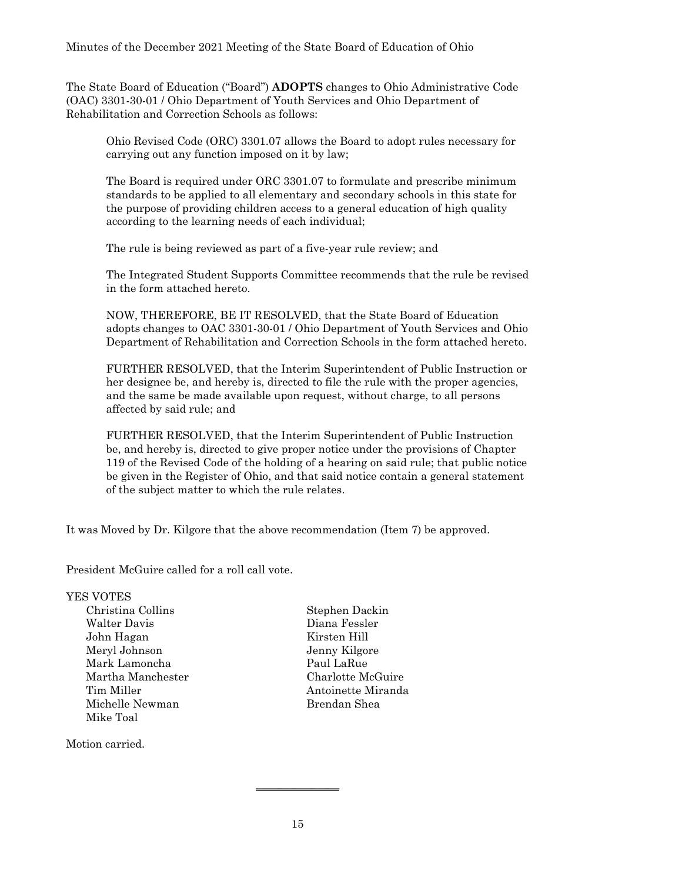The State Board of Education ("Board") **ADOPTS** changes to Ohio Administrative Code (OAC) 3301-30-01 / Ohio Department of Youth Services and Ohio Department of Rehabilitation and Correction Schools as follows:

> Ohio Revised Code (ORC) 3301.07 allows the Board to adopt rules necessary for carrying out any function imposed on it by law;
>
> The Board is required under ORC 3301.07 to formulate and prescribe minimum standards to be applied to all elementary and secondary schools in this state for the purpose of providing children access to a general education of high quality according to the learning needs of each individual;
>
> The rule is being reviewed as part of a five-year rule review; and
>
> The Integrated Student Supports Committee recommends that the rule be revised in the form attached hereto.
>
> NOW, THEREFORE, BE IT RESOLVED, that the State Board of Education adopts changes to OAC 3301-30-01 / Ohio Department of Youth Services and Ohio Department of Rehabilitation and Correction Schools in the form attached hereto.
>
> FURTHER RESOLVED, that the Interim Superintendent of Public Instruction or her designee be, and hereby is, directed to file the rule with the proper agencies, and the same be made available upon request, without charge, to all persons affected by said rule; and
>
> FURTHER RESOLVED, that the Interim Superintendent of Public Instruction be, and hereby is, directed to give proper notice under the provisions of Chapter 119 of the Revised Code of the holding of a hearing on said rule; that public notice be given in the Register of Ohio, and that said notice contain a general statement of the subject matter to which the rule relates.

It was Moved by Dr. Kilgore that the above recommendation (Item 7) be approved.

President McGuire called for a roll call vote.

YES VOTES

- Christina Collins
- Walter Davis
- John Hagan
- Meryl Johnson
- Mark Lamoncha
- Martha Manchester
- Tim Miller
- Michelle Newman
- Mike Toal
- Stephen Dackin
- Diana Fessler
- Kirsten Hill
- Jenny Kilgore
- Paul LaRue
- Charlotte McGuire
- Antoinette Miranda
- Brendan Shea

Motion carried.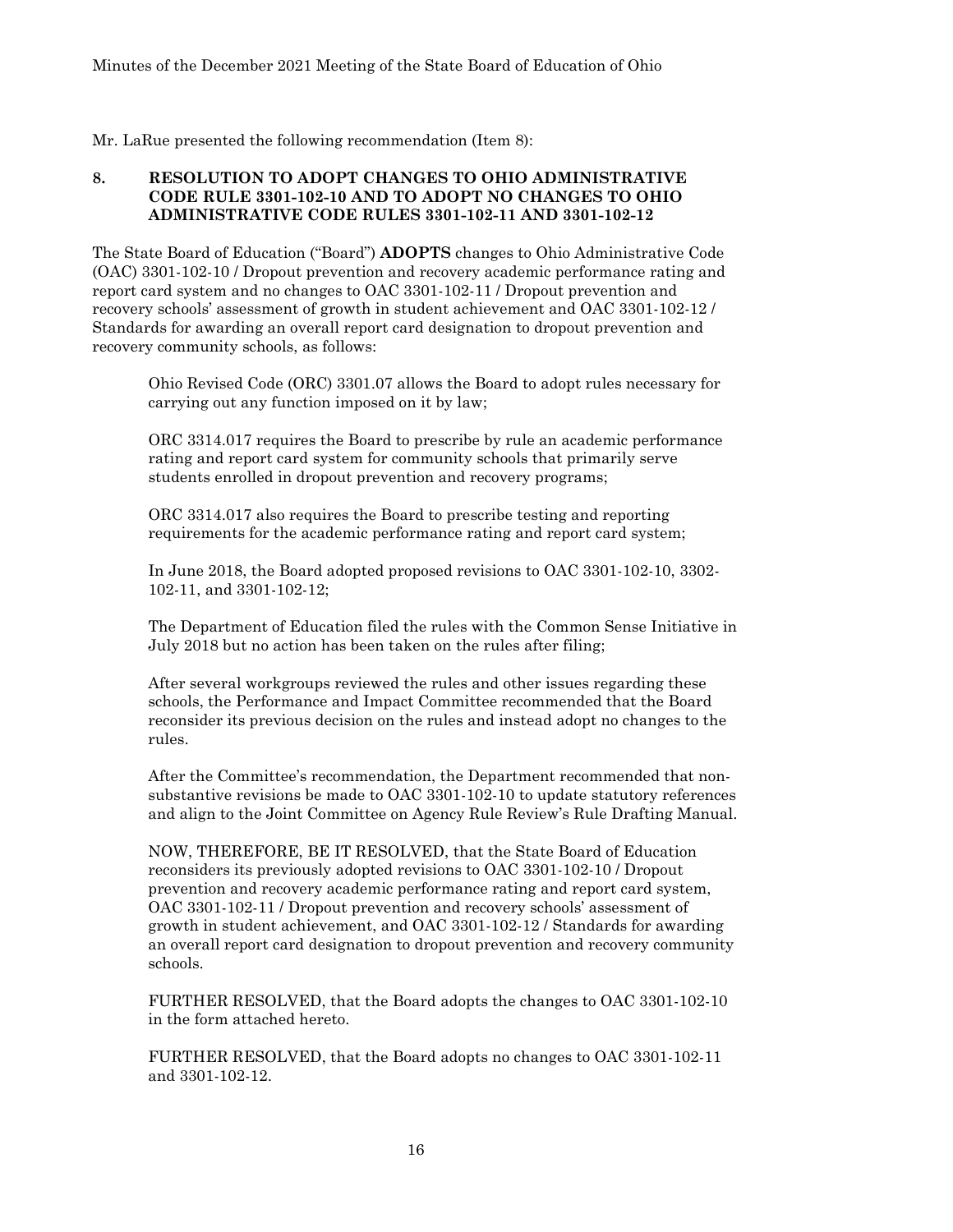Mr. LaRue presented the following recommendation (Item 8):

**8. RESOLUTION TO ADOPT CHANGES TO OHIO ADMINISTRATIVE CODE RULE 3301-102-10 AND TO ADOPT NO CHANGES TO OHIO ADMINISTRATIVE CODE RULES 3301-102-11 AND 3301-102-12**

The State Board of Education ("Board") **ADOPTS** changes to Ohio Administrative Code (OAC) 3301-102-10 / Dropout prevention and recovery academic performance rating and report card system and no changes to OAC 3301-102-11 / Dropout prevention and recovery schools' assessment of growth in student achievement and OAC 3301-102-12 / Standards for awarding an overall report card designation to dropout prevention and recovery community schools, as follows:

> Ohio Revised Code (ORC) 3301.07 allows the Board to adopt rules necessary for carrying out any function imposed on it by law;
>
> ORC 3314.017 requires the Board to prescribe by rule an academic performance rating and report card system for community schools that primarily serve students enrolled in dropout prevention and recovery programs;
>
> ORC 3314.017 also requires the Board to prescribe testing and reporting requirements for the academic performance rating and report card system;
>
> In June 2018, the Board adopted proposed revisions to OAC 3301-102-10, 3302-102-11, and 3301-102-12;
>
> The Department of Education filed the rules with the Common Sense Initiative in July 2018 but no action has been taken on the rules after filing;
>
> After several workgroups reviewed the rules and other issues regarding these schools, the Performance and Impact Committee recommended that the Board reconsider its previous decision on the rules and instead adopt no changes to the rules.
>
> After the Committee's recommendation, the Department recommended that non-substantive revisions be made to OAC 3301-102-10 to update statutory references and align to the Joint Committee on Agency Rule Review's Rule Drafting Manual.
>
> NOW, THEREFORE, BE IT RESOLVED, that the State Board of Education reconsiders its previously adopted revisions to OAC 3301-102-10 / Dropout prevention and recovery academic performance rating and report card system, OAC 3301-102-11 / Dropout prevention and recovery schools' assessment of growth in student achievement, and OAC 3301-102-12 / Standards for awarding an overall report card designation to dropout prevention and recovery community schools.
>
> FURTHER RESOLVED, that the Board adopts the changes to OAC 3301-102-10 in the form attached hereto.
>
> FURTHER RESOLVED, that the Board adopts no changes to OAC 3301-102-11 and 3301-102-12.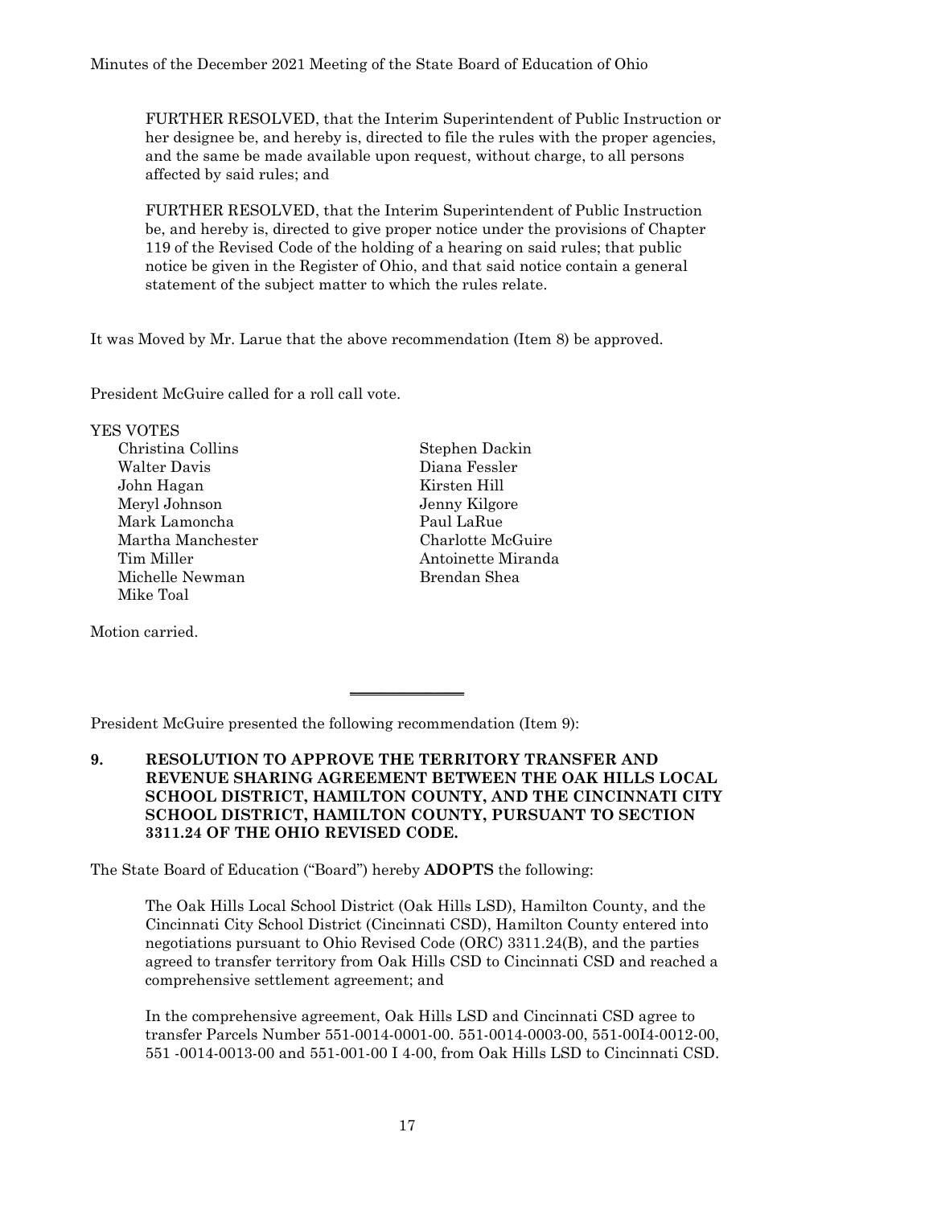FURTHER RESOLVED, that the Interim Superintendent of Public Instruction or her designee be, and hereby is, directed to file the rules with the proper agencies, and the same be made available upon request, without charge, to all persons affected by said rules; and

FURTHER RESOLVED, that the Interim Superintendent of Public Instruction be, and hereby is, directed to give proper notice under the provisions of Chapter 119 of the Revised Code of the holding of a hearing on said rules; that public notice be given in the Register of Ohio, and that said notice contain a general statement of the subject matter to which the rules relate.

It was Moved by Mr. Larue that the above recommendation (Item 8) be approved.

President McGuire called for a roll call vote.

YES VOTES

| | |
|---|---|
| Christina Collins | Stephen Dackin |
| Walter Davis | Diana Fessler |
| John Hagan | Kirsten Hill |
| Meryl Johnson | Jenny Kilgore |
| Mark Lamoncha | Paul LaRue |
| Martha Manchester | Charlotte McGuire |
| Tim Miller | Antoinette Miranda |
| Michelle Newman | Brendan Shea |
| Mike Toal | |

Motion carried.

---

President McGuire presented the following recommendation (Item 9):

**9. RESOLUTION TO APPROVE THE TERRITORY TRANSFER AND REVENUE SHARING AGREEMENT BETWEEN THE OAK HILLS LOCAL SCHOOL DISTRICT, HAMILTON COUNTY, AND THE CINCINNATI CITY SCHOOL DISTRICT, HAMILTON COUNTY, PURSUANT TO SECTION 3311.24 OF THE OHIO REVISED CODE.**

The State Board of Education ("Board") hereby **ADOPTS** the following:

The Oak Hills Local School District (Oak Hills LSD), Hamilton County, and the Cincinnati City School District (Cincinnati CSD), Hamilton County entered into negotiations pursuant to Ohio Revised Code (ORC) 3311.24(B), and the parties agreed to transfer territory from Oak Hills CSD to Cincinnati CSD and reached a comprehensive settlement agreement; and

In the comprehensive agreement, Oak Hills LSD and Cincinnati CSD agree to transfer Parcels Number 551-0014-0001-00. 551-0014-0003-00, 551-00I4-0012-00, 551 -0014-0013-00 and 551-001-00 I 4-00, from Oak Hills LSD to Cincinnati CSD.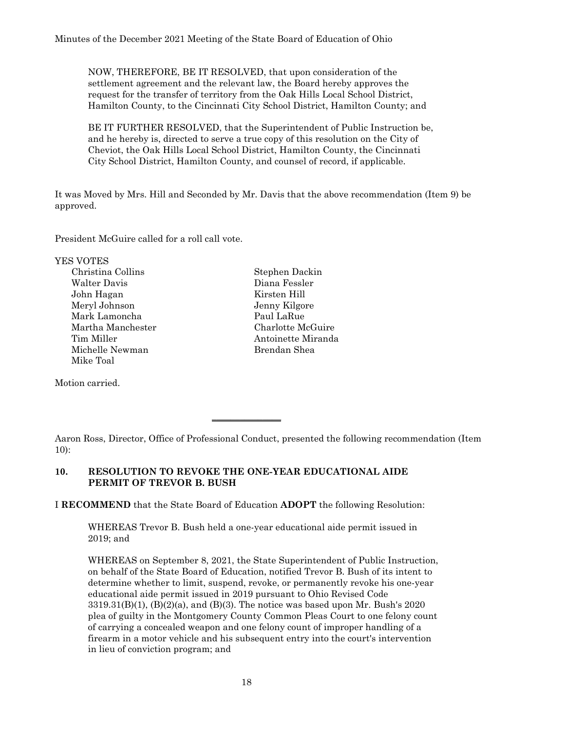NOW, THEREFORE, BE IT RESOLVED, that upon consideration of the settlement agreement and the relevant law, the Board hereby approves the request for the transfer of territory from the Oak Hills Local School District, Hamilton County, to the Cincinnati City School District, Hamilton County; and

BE IT FURTHER RESOLVED, that the Superintendent of Public Instruction be, and he hereby is, directed to serve a true copy of this resolution on the City of Cheviot, the Oak Hills Local School District, Hamilton County, the Cincinnati City School District, Hamilton County, and counsel of record, if applicable.

It was Moved by Mrs. Hill and Seconded by Mr. Davis that the above recommendation (Item 9) be approved.

President McGuire called for a roll call vote.

YES VOTES

| | |
|---|---|
| Christina Collins | Stephen Dackin |
| Walter Davis | Diana Fessler |
| John Hagan | Kirsten Hill |
| Meryl Johnson | Jenny Kilgore |
| Mark Lamoncha | Paul LaRue |
| Martha Manchester | Charlotte McGuire |
| Tim Miller | Antoinette Miranda |
| Michelle Newman | Brendan Shea |
| Mike Toal | |

Motion carried.

---

Aaron Ross, Director, Office of Professional Conduct, presented the following recommendation (Item 10):

### 10. RESOLUTION TO REVOKE THE ONE-YEAR EDUCATIONAL AIDE PERMIT OF TREVOR B. BUSH

I **RECOMMEND** that the State Board of Education **ADOPT** the following Resolution:

WHEREAS Trevor B. Bush held a one-year educational aide permit issued in 2019; and

WHEREAS on September 8, 2021, the State Superintendent of Public Instruction, on behalf of the State Board of Education, notified Trevor B. Bush of its intent to determine whether to limit, suspend, revoke, or permanently revoke his one-year educational aide permit issued in 2019 pursuant to Ohio Revised Code 3319.31(B)(1), (B)(2)(a), and (B)(3). The notice was based upon Mr. Bush's 2020 plea of guilty in the Montgomery County Common Pleas Court to one felony count of carrying a concealed weapon and one felony count of improper handling of a firearm in a motor vehicle and his subsequent entry into the court's intervention in lieu of conviction program; and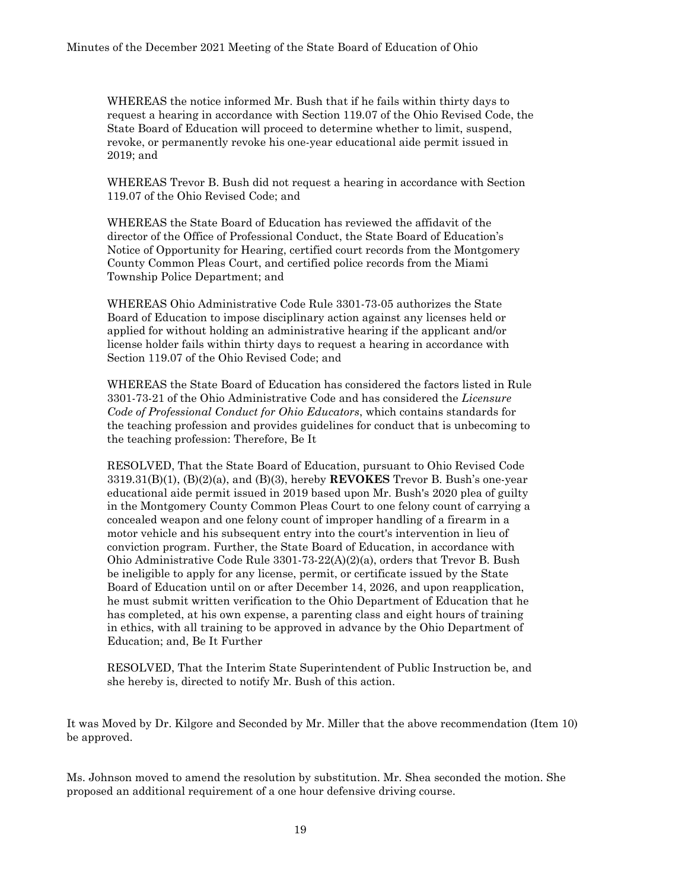WHEREAS the notice informed Mr. Bush that if he fails within thirty days to request a hearing in accordance with Section 119.07 of the Ohio Revised Code, the State Board of Education will proceed to determine whether to limit, suspend, revoke, or permanently revoke his one-year educational aide permit issued in 2019; and

WHEREAS Trevor B. Bush did not request a hearing in accordance with Section 119.07 of the Ohio Revised Code; and

WHEREAS the State Board of Education has reviewed the affidavit of the director of the Office of Professional Conduct, the State Board of Education's Notice of Opportunity for Hearing, certified court records from the Montgomery County Common Pleas Court, and certified police records from the Miami Township Police Department; and

WHEREAS Ohio Administrative Code Rule 3301-73-05 authorizes the State Board of Education to impose disciplinary action against any licenses held or applied for without holding an administrative hearing if the applicant and/or license holder fails within thirty days to request a hearing in accordance with Section 119.07 of the Ohio Revised Code; and

WHEREAS the State Board of Education has considered the factors listed in Rule 3301-73-21 of the Ohio Administrative Code and has considered the *Licensure Code of Professional Conduct for Ohio Educators*, which contains standards for the teaching profession and provides guidelines for conduct that is unbecoming to the teaching profession: Therefore, Be It

RESOLVED, That the State Board of Education, pursuant to Ohio Revised Code 3319.31(B)(1), (B)(2)(a), and (B)(3), hereby **REVOKES** Trevor B. Bush's one-year educational aide permit issued in 2019 based upon Mr. Bush's 2020 plea of guilty in the Montgomery County Common Pleas Court to one felony count of carrying a concealed weapon and one felony count of improper handling of a firearm in a motor vehicle and his subsequent entry into the court's intervention in lieu of conviction program. Further, the State Board of Education, in accordance with Ohio Administrative Code Rule 3301-73-22(A)(2)(a), orders that Trevor B. Bush be ineligible to apply for any license, permit, or certificate issued by the State Board of Education until on or after December 14, 2026, and upon reapplication, he must submit written verification to the Ohio Department of Education that he has completed, at his own expense, a parenting class and eight hours of training in ethics, with all training to be approved in advance by the Ohio Department of Education; and, Be It Further

RESOLVED, That the Interim State Superintendent of Public Instruction be, and she hereby is, directed to notify Mr. Bush of this action.

It was Moved by Dr. Kilgore and Seconded by Mr. Miller that the above recommendation (Item 10) be approved.

Ms. Johnson moved to amend the resolution by substitution. Mr. Shea seconded the motion. She proposed an additional requirement of a one hour defensive driving course.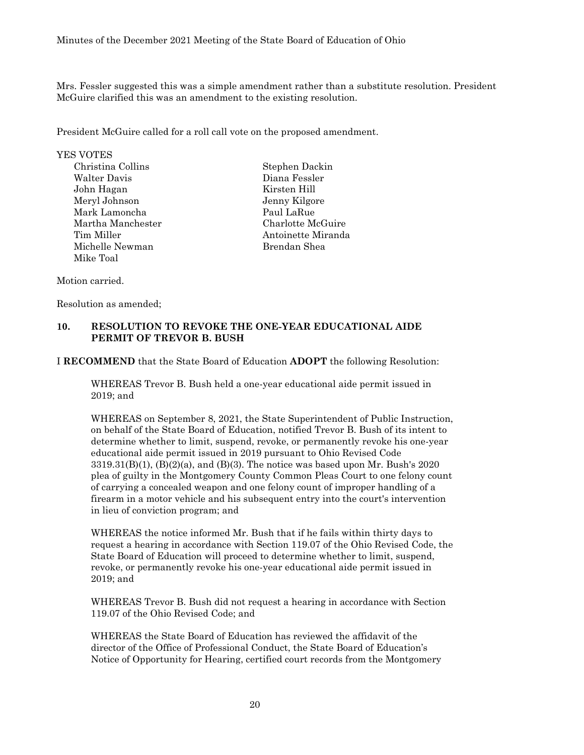Mrs. Fessler suggested this was a simple amendment rather than a substitute resolution. President McGuire clarified this was an amendment to the existing resolution.

President McGuire called for a roll call vote on the proposed amendment.

YES VOTES

| | |
|---|---|
| Christina Collins | Stephen Dackin |
| Walter Davis | Diana Fessler |
| John Hagan | Kirsten Hill |
| Meryl Johnson | Jenny Kilgore |
| Mark Lamoncha | Paul LaRue |
| Martha Manchester | Charlotte McGuire |
| Tim Miller | Antoinette Miranda |
| Michelle Newman | Brendan Shea |
| Mike Toal | |

Motion carried.

Resolution as amended;

## 10. RESOLUTION TO REVOKE THE ONE-YEAR EDUCATIONAL AIDE PERMIT OF TREVOR B. BUSH

I **RECOMMEND** that the State Board of Education **ADOPT** the following Resolution:

WHEREAS Trevor B. Bush held a one-year educational aide permit issued in 2019; and

WHEREAS on September 8, 2021, the State Superintendent of Public Instruction, on behalf of the State Board of Education, notified Trevor B. Bush of its intent to determine whether to limit, suspend, revoke, or permanently revoke his one-year educational aide permit issued in 2019 pursuant to Ohio Revised Code 3319.31(B)(1), (B)(2)(a), and (B)(3). The notice was based upon Mr. Bush's 2020 plea of guilty in the Montgomery County Common Pleas Court to one felony count of carrying a concealed weapon and one felony count of improper handling of a firearm in a motor vehicle and his subsequent entry into the court's intervention in lieu of conviction program; and

WHEREAS the notice informed Mr. Bush that if he fails within thirty days to request a hearing in accordance with Section 119.07 of the Ohio Revised Code, the State Board of Education will proceed to determine whether to limit, suspend, revoke, or permanently revoke his one-year educational aide permit issued in 2019; and

WHEREAS Trevor B. Bush did not request a hearing in accordance with Section 119.07 of the Ohio Revised Code; and

WHEREAS the State Board of Education has reviewed the affidavit of the director of the Office of Professional Conduct, the State Board of Education's Notice of Opportunity for Hearing, certified court records from the Montgomery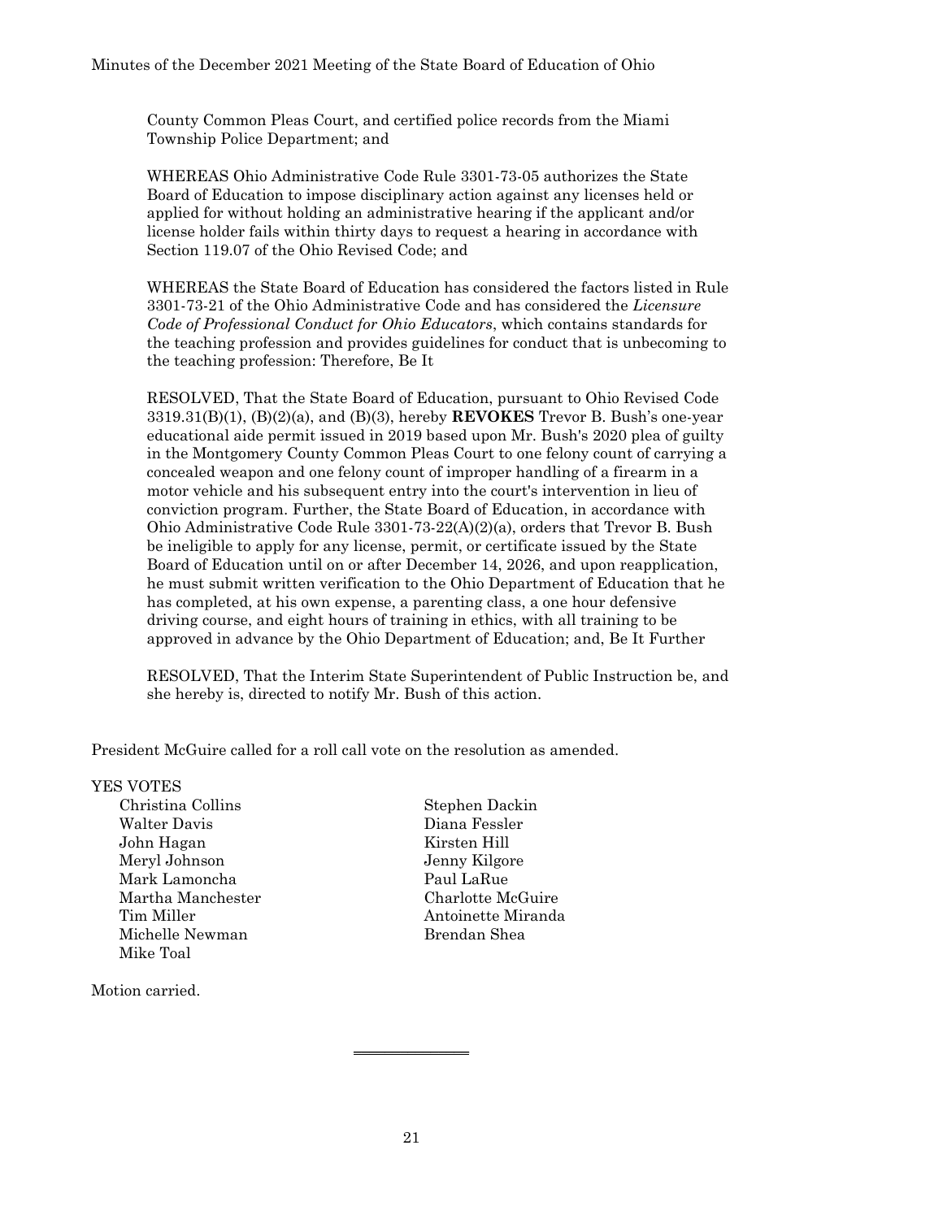County Common Pleas Court, and certified police records from the Miami Township Police Department; and

WHEREAS Ohio Administrative Code Rule 3301-73-05 authorizes the State Board of Education to impose disciplinary action against any licenses held or applied for without holding an administrative hearing if the applicant and/or license holder fails within thirty days to request a hearing in accordance with Section 119.07 of the Ohio Revised Code; and

WHEREAS the State Board of Education has considered the factors listed in Rule 3301-73-21 of the Ohio Administrative Code and has considered the *Licensure Code of Professional Conduct for Ohio Educators*, which contains standards for the teaching profession and provides guidelines for conduct that is unbecoming to the teaching profession: Therefore, Be It

RESOLVED, That the State Board of Education, pursuant to Ohio Revised Code 3319.31(B)(1), (B)(2)(a), and (B)(3), hereby **REVOKES** Trevor B. Bush's one-year educational aide permit issued in 2019 based upon Mr. Bush's 2020 plea of guilty in the Montgomery County Common Pleas Court to one felony count of carrying a concealed weapon and one felony count of improper handling of a firearm in a motor vehicle and his subsequent entry into the court's intervention in lieu of conviction program. Further, the State Board of Education, in accordance with Ohio Administrative Code Rule 3301-73-22(A)(2)(a), orders that Trevor B. Bush be ineligible to apply for any license, permit, or certificate issued by the State Board of Education until on or after December 14, 2026, and upon reapplication, he must submit written verification to the Ohio Department of Education that he has completed, at his own expense, a parenting class, a one hour defensive driving course, and eight hours of training in ethics, with all training to be approved in advance by the Ohio Department of Education; and, Be It Further

RESOLVED, That the Interim State Superintendent of Public Instruction be, and she hereby is, directed to notify Mr. Bush of this action.

President McGuire called for a roll call vote on the resolution as amended.

YES VOTES

Christina Collins
Walter Davis
John Hagan
Meryl Johnson
Mark Lamoncha
Martha Manchester
Tim Miller
Michelle Newman
Mike Toal
Stephen Dackin
Diana Fessler
Kirsten Hill
Jenny Kilgore
Paul LaRue
Charlotte McGuire
Antoinette Miranda
Brendan Shea

Motion carried.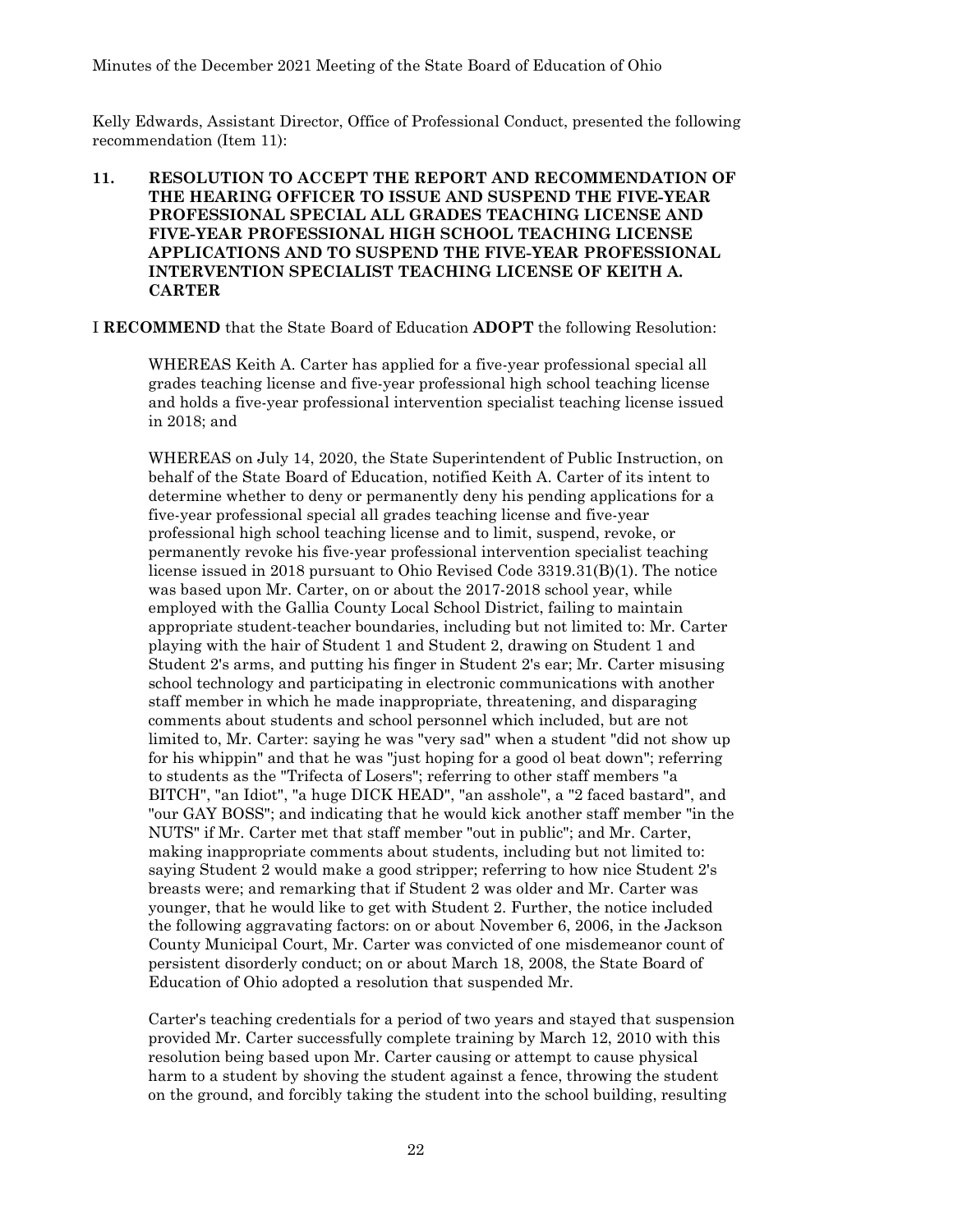Kelly Edwards, Assistant Director, Office of Professional Conduct, presented the following recommendation (Item 11):

**11. RESOLUTION TO ACCEPT THE REPORT AND RECOMMENDATION OF THE HEARING OFFICER TO ISSUE AND SUSPEND THE FIVE-YEAR PROFESSIONAL SPECIAL ALL GRADES TEACHING LICENSE AND FIVE-YEAR PROFESSIONAL HIGH SCHOOL TEACHING LICENSE APPLICATIONS AND TO SUSPEND THE FIVE-YEAR PROFESSIONAL INTERVENTION SPECIALIST TEACHING LICENSE OF KEITH A. CARTER**

I **RECOMMEND** that the State Board of Education **ADOPT** the following Resolution:

WHEREAS Keith A. Carter has applied for a five-year professional special all grades teaching license and five-year professional high school teaching license and holds a five-year professional intervention specialist teaching license issued in 2018; and

WHEREAS on July 14, 2020, the State Superintendent of Public Instruction, on behalf of the State Board of Education, notified Keith A. Carter of its intent to determine whether to deny or permanently deny his pending applications for a five-year professional special all grades teaching license and five-year professional high school teaching license and to limit, suspend, revoke, or permanently revoke his five-year professional intervention specialist teaching license issued in 2018 pursuant to Ohio Revised Code 3319.31(B)(1). The notice was based upon Mr. Carter, on or about the 2017-2018 school year, while employed with the Gallia County Local School District, failing to maintain appropriate student-teacher boundaries, including but not limited to: Mr. Carter playing with the hair of Student 1 and Student 2, drawing on Student 1 and Student 2's arms, and putting his finger in Student 2's ear; Mr. Carter misusing school technology and participating in electronic communications with another staff member in which he made inappropriate, threatening, and disparaging comments about students and school personnel which included, but are not limited to, Mr. Carter: saying he was "very sad" when a student "did not show up for his whippin" and that he was "just hoping for a good ol beat down"; referring to students as the "Trifecta of Losers"; referring to other staff members "a BITCH", "an Idiot", "a huge DICK HEAD", "an asshole", a "2 faced bastard", and "our GAY BOSS"; and indicating that he would kick another staff member "in the NUTS" if Mr. Carter met that staff member "out in public"; and Mr. Carter, making inappropriate comments about students, including but not limited to: saying Student 2 would make a good stripper; referring to how nice Student 2's breasts were; and remarking that if Student 2 was older and Mr. Carter was younger, that he would like to get with Student 2. Further, the notice included the following aggravating factors: on or about November 6, 2006, in the Jackson County Municipal Court, Mr. Carter was convicted of one misdemeanor count of persistent disorderly conduct; on or about March 18, 2008, the State Board of Education of Ohio adopted a resolution that suspended Mr. Carter's teaching credentials for a period of two years and stayed that suspension provided Mr. Carter successfully complete training by March 12, 2010 with this resolution being based upon Mr. Carter causing or attempt to cause physical harm to a student by shoving the student against a fence, throwing the student on the ground, and forcibly taking the student into the school building, resulting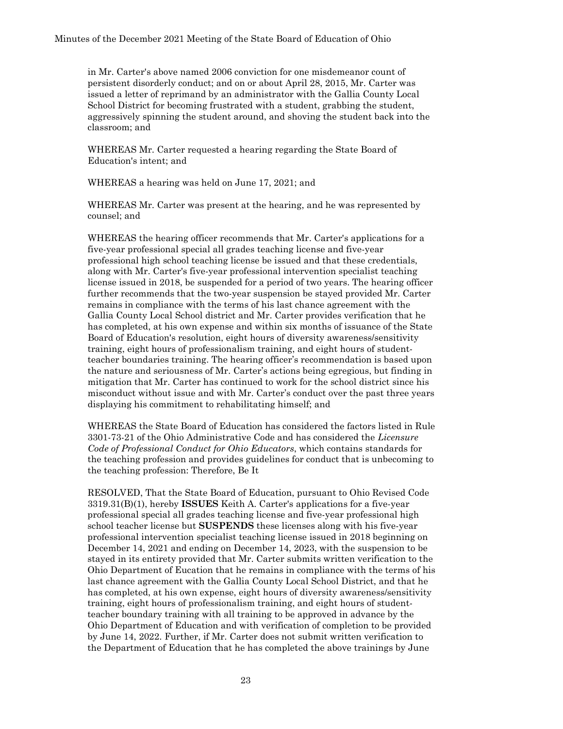in Mr. Carter's above named 2006 conviction for one misdemeanor count of persistent disorderly conduct; and on or about April 28, 2015, Mr. Carter was issued a letter of reprimand by an administrator with the Gallia County Local School District for becoming frustrated with a student, grabbing the student, aggressively spinning the student around, and shoving the student back into the classroom; and

WHEREAS Mr. Carter requested a hearing regarding the State Board of Education's intent; and

WHEREAS a hearing was held on June 17, 2021; and

WHEREAS Mr. Carter was present at the hearing, and he was represented by counsel; and

WHEREAS the hearing officer recommends that Mr. Carter's applications for a five-year professional special all grades teaching license and five-year professional high school teaching license be issued and that these credentials, along with Mr. Carter's five-year professional intervention specialist teaching license issued in 2018, be suspended for a period of two years. The hearing officer further recommends that the two-year suspension be stayed provided Mr. Carter remains in compliance with the terms of his last chance agreement with the Gallia County Local School district and Mr. Carter provides verification that he has completed, at his own expense and within six months of issuance of the State Board of Education's resolution, eight hours of diversity awareness/sensitivity training, eight hours of professionalism training, and eight hours of student-teacher boundaries training. The hearing officer's recommendation is based upon the nature and seriousness of Mr. Carter's actions being egregious, but finding in mitigation that Mr. Carter has continued to work for the school district since his misconduct without issue and with Mr. Carter's conduct over the past three years displaying his commitment to rehabilitating himself; and

WHEREAS the State Board of Education has considered the factors listed in Rule 3301-73-21 of the Ohio Administrative Code and has considered the *Licensure Code of Professional Conduct for Ohio Educators*, which contains standards for the teaching profession and provides guidelines for conduct that is unbecoming to the teaching profession: Therefore, Be It

RESOLVED, That the State Board of Education, pursuant to Ohio Revised Code 3319.31(B)(1), hereby **ISSUES** Keith A. Carter's applications for a five-year professional special all grades teaching license and five-year professional high school teacher license but **SUSPENDS** these licenses along with his five-year professional intervention specialist teaching license issued in 2018 beginning on December 14, 2021 and ending on December 14, 2023, with the suspension to be stayed in its entirety provided that Mr. Carter submits written verification to the Ohio Department of Eucation that he remains in compliance with the terms of his last chance agreement with the Gallia County Local School District, and that he has completed, at his own expense, eight hours of diversity awareness/sensitivity training, eight hours of professionalism training, and eight hours of student-teacher boundary training with all training to be approved in advance by the Ohio Department of Education and with verification of completion to be provided by June 14, 2022. Further, if Mr. Carter does not submit written verification to the Department of Education that he has completed the above trainings by June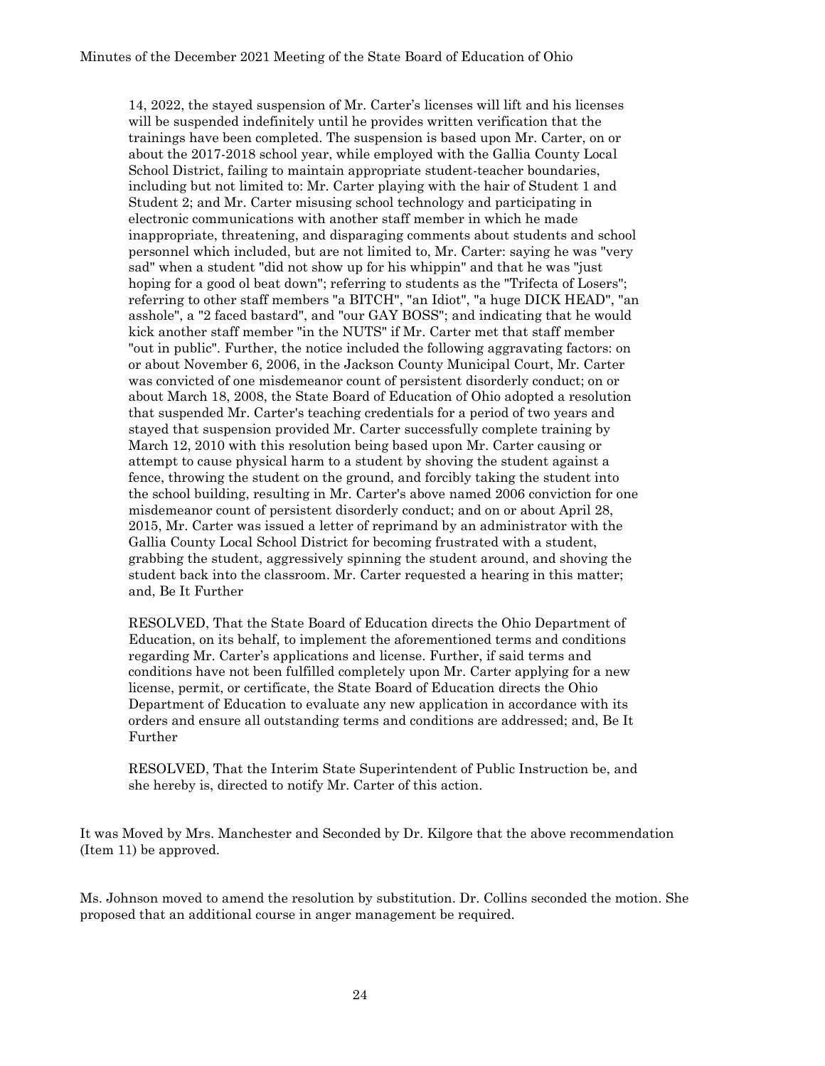14, 2022, the stayed suspension of Mr. Carter's licenses will lift and his licenses will be suspended indefinitely until he provides written verification that the trainings have been completed. The suspension is based upon Mr. Carter, on or about the 2017-2018 school year, while employed with the Gallia County Local School District, failing to maintain appropriate student-teacher boundaries, including but not limited to: Mr. Carter playing with the hair of Student 1 and Student 2; and Mr. Carter misusing school technology and participating in electronic communications with another staff member in which he made inappropriate, threatening, and disparaging comments about students and school personnel which included, but are not limited to, Mr. Carter: saying he was "very sad" when a student "did not show up for his whippin" and that he was "just hoping for a good ol beat down"; referring to students as the "Trifecta of Losers"; referring to other staff members "a BITCH", "an Idiot", "a huge DICK HEAD", "an asshole", a "2 faced bastard", and "our GAY BOSS"; and indicating that he would kick another staff member "in the NUTS" if Mr. Carter met that staff member "out in public". Further, the notice included the following aggravating factors: on or about November 6, 2006, in the Jackson County Municipal Court, Mr. Carter was convicted of one misdemeanor count of persistent disorderly conduct; on or about March 18, 2008, the State Board of Education of Ohio adopted a resolution that suspended Mr. Carter's teaching credentials for a period of two years and stayed that suspension provided Mr. Carter successfully complete training by March 12, 2010 with this resolution being based upon Mr. Carter causing or attempt to cause physical harm to a student by shoving the student against a fence, throwing the student on the ground, and forcibly taking the student into the school building, resulting in Mr. Carter's above named 2006 conviction for one misdemeanor count of persistent disorderly conduct; and on or about April 28, 2015, Mr. Carter was issued a letter of reprimand by an administrator with the Gallia County Local School District for becoming frustrated with a student, grabbing the student, aggressively spinning the student around, and shoving the student back into the classroom. Mr. Carter requested a hearing in this matter; and, Be It Further

RESOLVED, That the State Board of Education directs the Ohio Department of Education, on its behalf, to implement the aforementioned terms and conditions regarding Mr. Carter's applications and license. Further, if said terms and conditions have not been fulfilled completely upon Mr. Carter applying for a new license, permit, or certificate, the State Board of Education directs the Ohio Department of Education to evaluate any new application in accordance with its orders and ensure all outstanding terms and conditions are addressed; and, Be It Further

RESOLVED, That the Interim State Superintendent of Public Instruction be, and she hereby is, directed to notify Mr. Carter of this action.

It was Moved by Mrs. Manchester and Seconded by Dr. Kilgore that the above recommendation (Item 11) be approved.

Ms. Johnson moved to amend the resolution by substitution. Dr. Collins seconded the motion. She proposed that an additional course in anger management be required.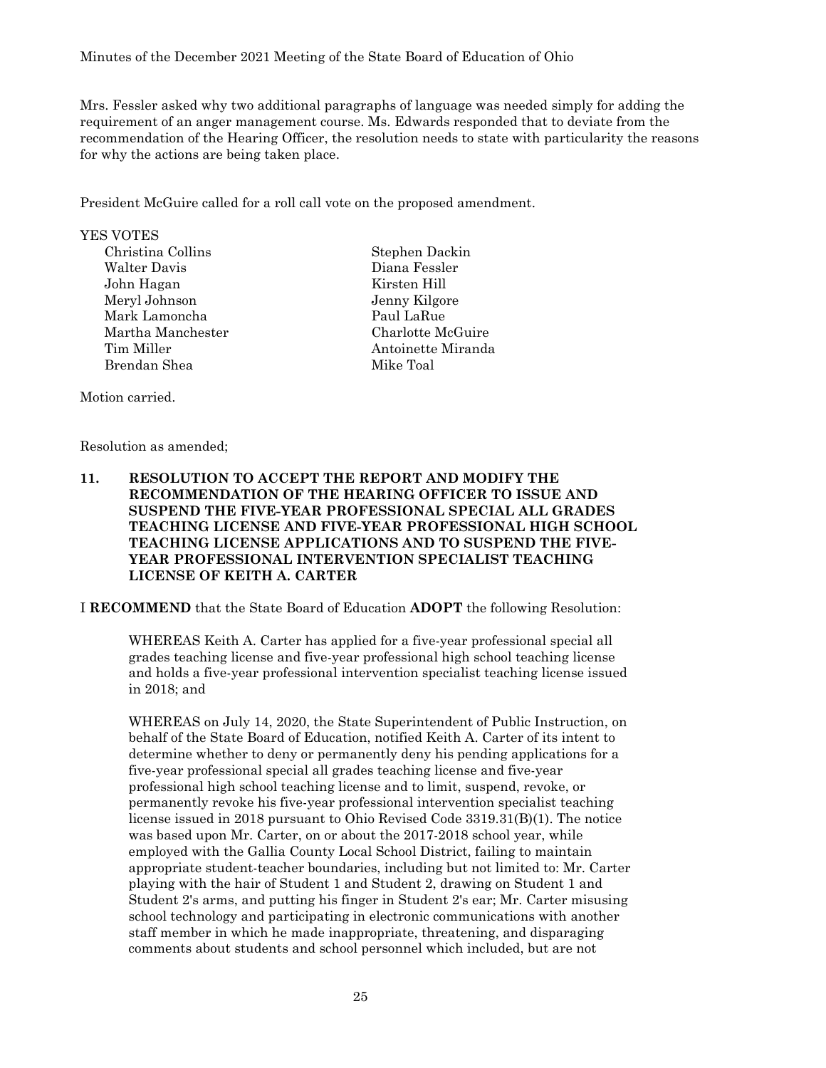Mrs. Fessler asked why two additional paragraphs of language was needed simply for adding the requirement of an anger management course. Ms. Edwards responded that to deviate from the recommendation of the Hearing Officer, the resolution needs to state with particularity the reasons for why the actions are being taken place.

President McGuire called for a roll call vote on the proposed amendment.

YES VOTES

| | |
|---|---|
| Christina Collins | Stephen Dackin |
| Walter Davis | Diana Fessler |
| John Hagan | Kirsten Hill |
| Meryl Johnson | Jenny Kilgore |
| Mark Lamoncha | Paul LaRue |
| Martha Manchester | Charlotte McGuire |
| Tim Miller | Antoinette Miranda |
| Brendan Shea | Mike Toal |

Motion carried.

Resolution as amended;

**11. RESOLUTION TO ACCEPT THE REPORT AND MODIFY THE RECOMMENDATION OF THE HEARING OFFICER TO ISSUE AND SUSPEND THE FIVE-YEAR PROFESSIONAL SPECIAL ALL GRADES TEACHING LICENSE AND FIVE-YEAR PROFESSIONAL HIGH SCHOOL TEACHING LICENSE APPLICATIONS AND TO SUSPEND THE FIVE-YEAR PROFESSIONAL INTERVENTION SPECIALIST TEACHING LICENSE OF KEITH A. CARTER**

I **RECOMMEND** that the State Board of Education **ADOPT** the following Resolution:

> WHEREAS Keith A. Carter has applied for a five-year professional special all grades teaching license and five-year professional high school teaching license and holds a five-year professional intervention specialist teaching license issued in 2018; and
>
> WHEREAS on July 14, 2020, the State Superintendent of Public Instruction, on behalf of the State Board of Education, notified Keith A. Carter of its intent to determine whether to deny or permanently deny his pending applications for a five-year professional special all grades teaching license and five-year professional high school teaching license and to limit, suspend, revoke, or permanently revoke his five-year professional intervention specialist teaching license issued in 2018 pursuant to Ohio Revised Code 3319.31(B)(1). The notice was based upon Mr. Carter, on or about the 2017-2018 school year, while employed with the Gallia County Local School District, failing to maintain appropriate student-teacher boundaries, including but not limited to: Mr. Carter playing with the hair of Student 1 and Student 2, drawing on Student 1 and Student 2's arms, and putting his finger in Student 2's ear; Mr. Carter misusing school technology and participating in electronic communications with another staff member in which he made inappropriate, threatening, and disparaging comments about students and school personnel which included, but are not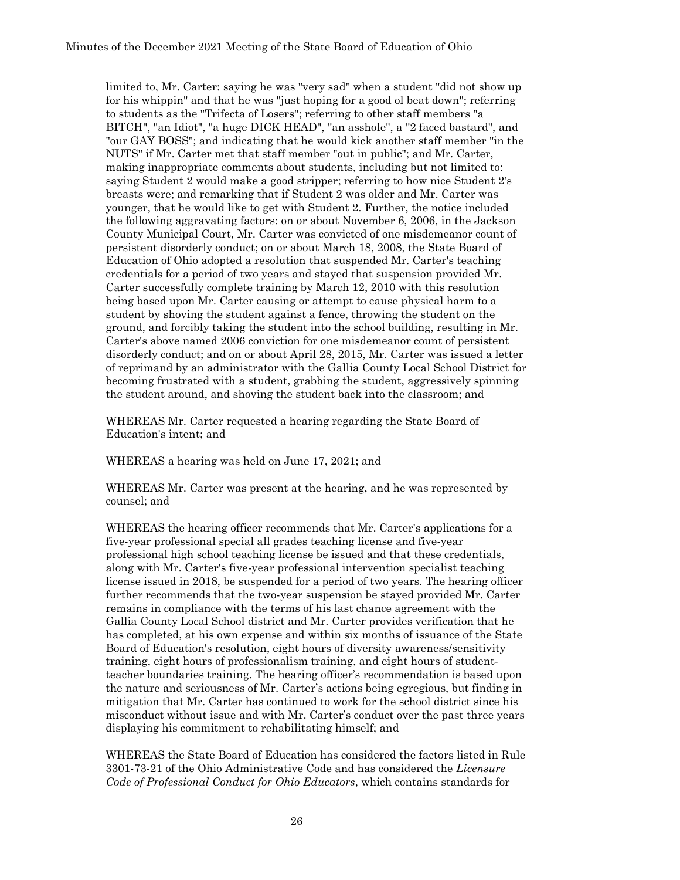limited to, Mr. Carter: saying he was "very sad" when a student "did not show up for his whippin" and that he was "just hoping for a good ol beat down"; referring to students as the "Trifecta of Losers"; referring to other staff members "a BITCH", "an Idiot", "a huge DICK HEAD", "an asshole", a "2 faced bastard", and "our GAY BOSS"; and indicating that he would kick another staff member "in the NUTS" if Mr. Carter met that staff member "out in public"; and Mr. Carter, making inappropriate comments about students, including but not limited to: saying Student 2 would make a good stripper; referring to how nice Student 2's breasts were; and remarking that if Student 2 was older and Mr. Carter was younger, that he would like to get with Student 2. Further, the notice included the following aggravating factors: on or about November 6, 2006, in the Jackson County Municipal Court, Mr. Carter was convicted of one misdemeanor count of persistent disorderly conduct; on or about March 18, 2008, the State Board of Education of Ohio adopted a resolution that suspended Mr. Carter's teaching credentials for a period of two years and stayed that suspension provided Mr. Carter successfully complete training by March 12, 2010 with this resolution being based upon Mr. Carter causing or attempt to cause physical harm to a student by shoving the student against a fence, throwing the student on the ground, and forcibly taking the student into the school building, resulting in Mr. Carter's above named 2006 conviction for one misdemeanor count of persistent disorderly conduct; and on or about April 28, 2015, Mr. Carter was issued a letter of reprimand by an administrator with the Gallia County Local School District for becoming frustrated with a student, grabbing the student, aggressively spinning the student around, and shoving the student back into the classroom; and

WHEREAS Mr. Carter requested a hearing regarding the State Board of Education's intent; and

WHEREAS a hearing was held on June 17, 2021; and

WHEREAS Mr. Carter was present at the hearing, and he was represented by counsel; and

WHEREAS the hearing officer recommends that Mr. Carter's applications for a five-year professional special all grades teaching license and five-year professional high school teaching license be issued and that these credentials, along with Mr. Carter's five-year professional intervention specialist teaching license issued in 2018, be suspended for a period of two years. The hearing officer further recommends that the two-year suspension be stayed provided Mr. Carter remains in compliance with the terms of his last chance agreement with the Gallia County Local School district and Mr. Carter provides verification that he has completed, at his own expense and within six months of issuance of the State Board of Education's resolution, eight hours of diversity awareness/sensitivity training, eight hours of professionalism training, and eight hours of student-teacher boundaries training. The hearing officer's recommendation is based upon the nature and seriousness of Mr. Carter's actions being egregious, but finding in mitigation that Mr. Carter has continued to work for the school district since his misconduct without issue and with Mr. Carter's conduct over the past three years displaying his commitment to rehabilitating himself; and

WHEREAS the State Board of Education has considered the factors listed in Rule 3301-73-21 of the Ohio Administrative Code and has considered the *Licensure Code of Professional Conduct for Ohio Educators*, which contains standards for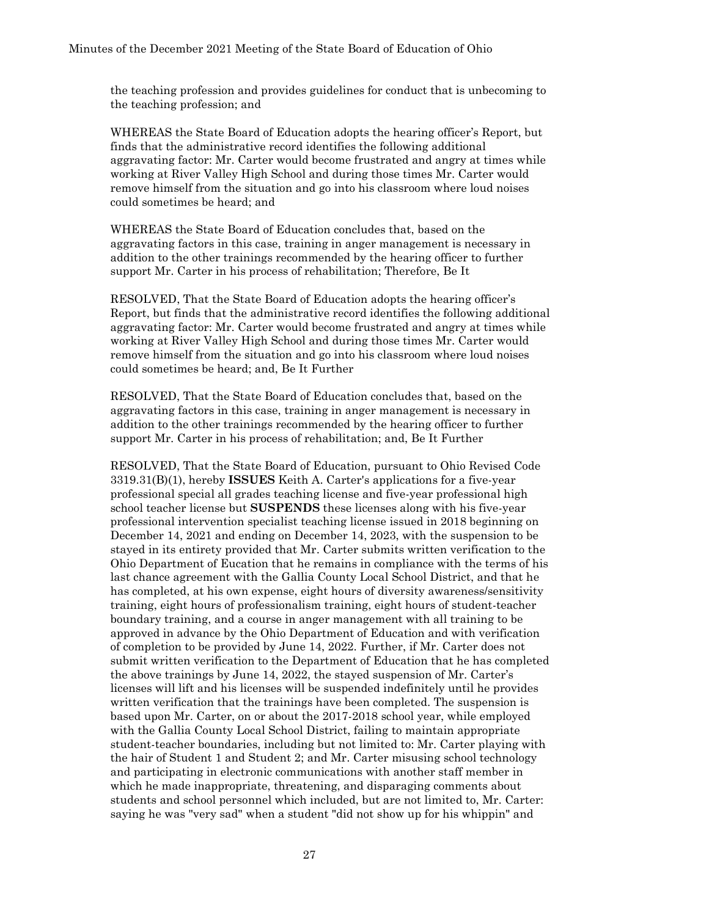the teaching profession and provides guidelines for conduct that is unbecoming to the teaching profession; and

WHEREAS the State Board of Education adopts the hearing officer's Report, but finds that the administrative record identifies the following additional aggravating factor: Mr. Carter would become frustrated and angry at times while working at River Valley High School and during those times Mr. Carter would remove himself from the situation and go into his classroom where loud noises could sometimes be heard; and

WHEREAS the State Board of Education concludes that, based on the aggravating factors in this case, training in anger management is necessary in addition to the other trainings recommended by the hearing officer to further support Mr. Carter in his process of rehabilitation; Therefore, Be It

RESOLVED, That the State Board of Education adopts the hearing officer's Report, but finds that the administrative record identifies the following additional aggravating factor: Mr. Carter would become frustrated and angry at times while working at River Valley High School and during those times Mr. Carter would remove himself from the situation and go into his classroom where loud noises could sometimes be heard; and, Be It Further

RESOLVED, That the State Board of Education concludes that, based on the aggravating factors in this case, training in anger management is necessary in addition to the other trainings recommended by the hearing officer to further support Mr. Carter in his process of rehabilitation; and, Be It Further

RESOLVED, That the State Board of Education, pursuant to Ohio Revised Code 3319.31(B)(1), hereby **ISSUES** Keith A. Carter's applications for a five-year professional special all grades teaching license and five-year professional high school teacher license but **SUSPENDS** these licenses along with his five-year professional intervention specialist teaching license issued in 2018 beginning on December 14, 2021 and ending on December 14, 2023, with the suspension to be stayed in its entirety provided that Mr. Carter submits written verification to the Ohio Department of Eucation that he remains in compliance with the terms of his last chance agreement with the Gallia County Local School District, and that he has completed, at his own expense, eight hours of diversity awareness/sensitivity training, eight hours of professionalism training, eight hours of student-teacher boundary training, and a course in anger management with all training to be approved in advance by the Ohio Department of Education and with verification of completion to be provided by June 14, 2022. Further, if Mr. Carter does not submit written verification to the Department of Education that he has completed the above trainings by June 14, 2022, the stayed suspension of Mr. Carter's licenses will lift and his licenses will be suspended indefinitely until he provides written verification that the trainings have been completed. The suspension is based upon Mr. Carter, on or about the 2017-2018 school year, while employed with the Gallia County Local School District, failing to maintain appropriate student-teacher boundaries, including but not limited to: Mr. Carter playing with the hair of Student 1 and Student 2; and Mr. Carter misusing school technology and participating in electronic communications with another staff member in which he made inappropriate, threatening, and disparaging comments about students and school personnel which included, but are not limited to, Mr. Carter: saying he was "very sad" when a student "did not show up for his whippin" and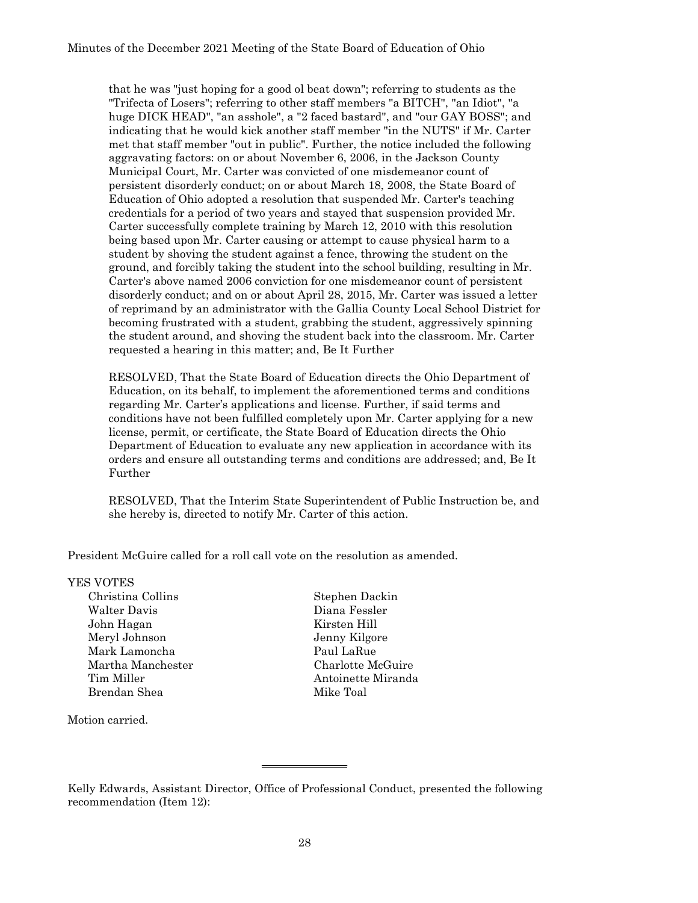that he was "just hoping for a good ol beat down"; referring to students as the "Trifecta of Losers"; referring to other staff members "a BITCH", "an Idiot", "a huge DICK HEAD", "an asshole", "a "2 faced bastard", and "our GAY BOSS"; and indicating that he would kick another staff member "in the NUTS" if Mr. Carter met that staff member "out in public". Further, the notice included the following aggravating factors: on or about November 6, 2006, in the Jackson County Municipal Court, Mr. Carter was convicted of one misdemeanor count of persistent disorderly conduct; on or about March 18, 2008, the State Board of Education of Ohio adopted a resolution that suspended Mr. Carter's teaching credentials for a period of two years and stayed that suspension provided Mr. Carter successfully complete training by March 12, 2010 with this resolution being based upon Mr. Carter causing or attempt to cause physical harm to a student by shoving the student against a fence, throwing the student on the ground, and forcibly taking the student into the school building, resulting in Mr. Carter's above named 2006 conviction for one misdemeanor count of persistent disorderly conduct; and on or about April 28, 2015, Mr. Carter was issued a letter of reprimand by an administrator with the Gallia County Local School District for becoming frustrated with a student, grabbing the student, aggressively spinning the student around, and shoving the student back into the classroom. Mr. Carter requested a hearing in this matter; and, Be It Further

RESOLVED, That the State Board of Education directs the Ohio Department of Education, on its behalf, to implement the aforementioned terms and conditions regarding Mr. Carter's applications and license. Further, if said terms and conditions have not been fulfilled completely upon Mr. Carter applying for a new license, permit, or certificate, the State Board of Education directs the Ohio Department of Education to evaluate any new application in accordance with its orders and ensure all outstanding terms and conditions are addressed; and, Be It Further

RESOLVED, That the Interim State Superintendent of Public Instruction be, and she hereby is, directed to notify Mr. Carter of this action.

President McGuire called for a roll call vote on the resolution as amended.

YES VOTES

Christina Collins
Stephen Dackin
Walter Davis
Diana Fessler
John Hagan
Kirsten Hill
Meryl Johnson
Jenny Kilgore
Mark Lamoncha
Paul LaRue
Martha Manchester
Charlotte McGuire
Tim Miller
Antoinette Miranda
Brendan Shea
Mike Toal

Motion carried.

---

Kelly Edwards, Assistant Director, Office of Professional Conduct, presented the following recommendation (Item 12):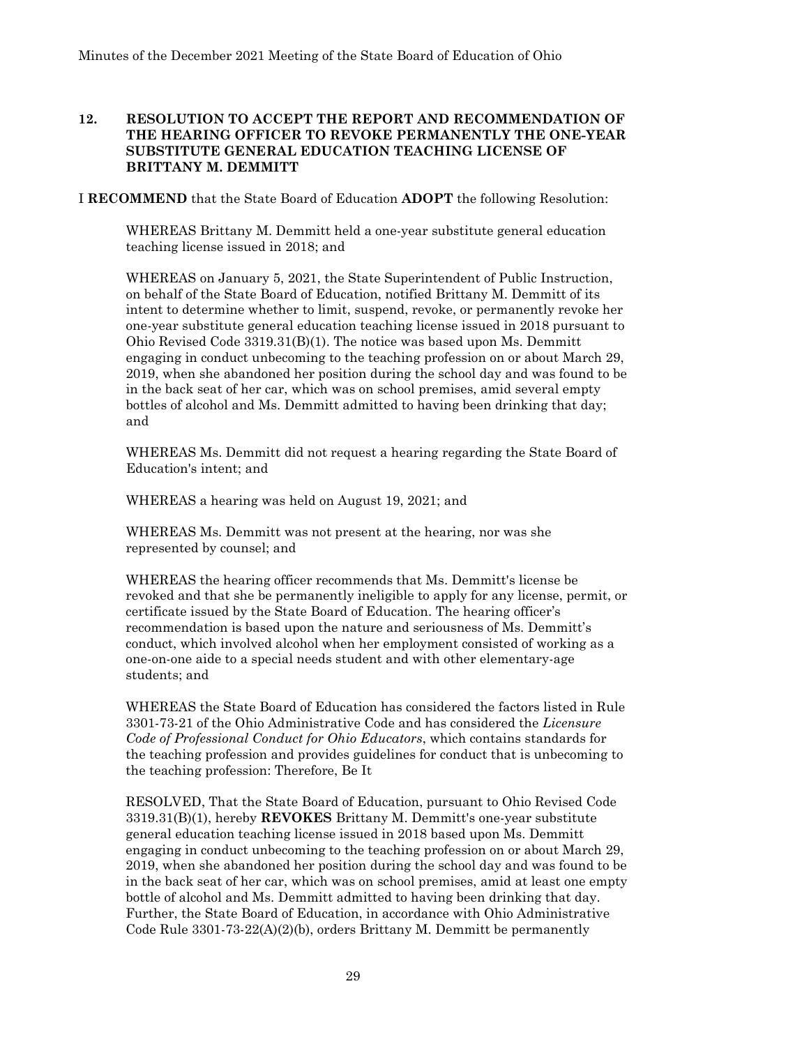## 12. RESOLUTION TO ACCEPT THE REPORT AND RECOMMENDATION OF THE HEARING OFFICER TO REVOKE PERMANENTLY THE ONE-YEAR SUBSTITUTE GENERAL EDUCATION TEACHING LICENSE OF BRITTANY M. DEMMITT

I **RECOMMEND** that the State Board of Education **ADOPT** the following Resolution:

WHEREAS Brittany M. Demmitt held a one-year substitute general education teaching license issued in 2018; and

WHEREAS on January 5, 2021, the State Superintendent of Public Instruction, on behalf of the State Board of Education, notified Brittany M. Demmitt of its intent to determine whether to limit, suspend, revoke, or permanently revoke her one-year substitute general education teaching license issued in 2018 pursuant to Ohio Revised Code 3319.31(B)(1). The notice was based upon Ms. Demmitt engaging in conduct unbecoming to the teaching profession on or about March 29, 2019, when she abandoned her position during the school day and was found to be in the back seat of her car, which was on school premises, amid several empty bottles of alcohol and Ms. Demmitt admitted to having been drinking that day; and

WHEREAS Ms. Demmitt did not request a hearing regarding the State Board of Education's intent; and

WHEREAS a hearing was held on August 19, 2021; and

WHEREAS Ms. Demmitt was not present at the hearing, nor was she represented by counsel; and

WHEREAS the hearing officer recommends that Ms. Demmitt's license be revoked and that she be permanently ineligible to apply for any license, permit, or certificate issued by the State Board of Education. The hearing officer's recommendation is based upon the nature and seriousness of Ms. Demmitt's conduct, which involved alcohol when her employment consisted of working as a one-on-one aide to a special needs student and with other elementary-age students; and

WHEREAS the State Board of Education has considered the factors listed in Rule 3301-73-21 of the Ohio Administrative Code and has considered the *Licensure Code of Professional Conduct for Ohio Educators*, which contains standards for the teaching profession and provides guidelines for conduct that is unbecoming to the teaching profession: Therefore, Be It

RESOLVED, That the State Board of Education, pursuant to Ohio Revised Code 3319.31(B)(1), hereby **REVOKES** Brittany M. Demmitt's one-year substitute general education teaching license issued in 2018 based upon Ms. Demmitt engaging in conduct unbecoming to the teaching profession on or about March 29, 2019, when she abandoned her position during the school day and was found to be in the back seat of her car, which was on school premises, amid at least one empty bottle of alcohol and Ms. Demmitt admitted to having been drinking that day. Further, the State Board of Education, in accordance with Ohio Administrative Code Rule 3301-73-22(A)(2)(b), orders Brittany M. Demmitt be permanently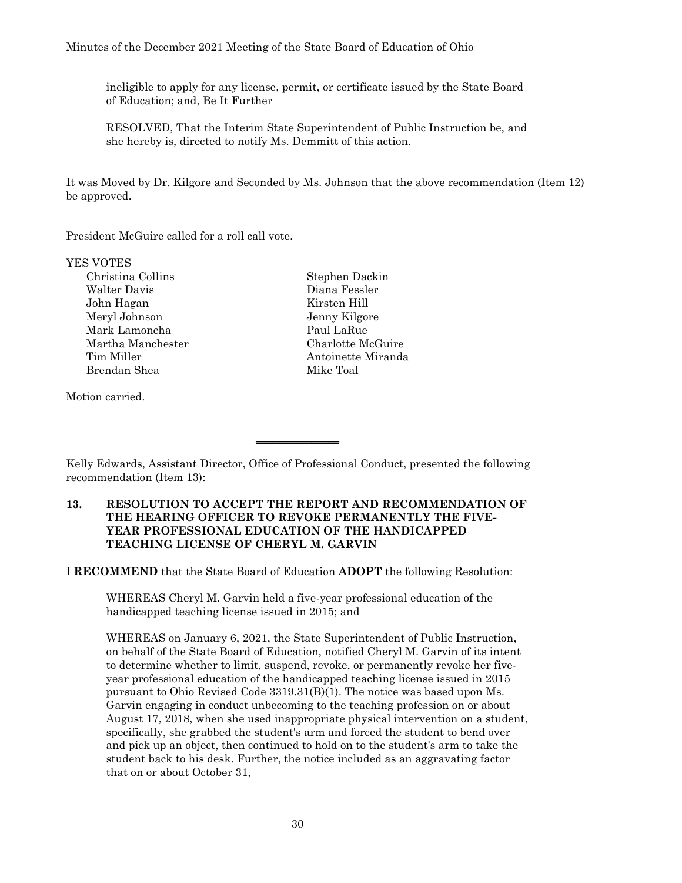ineligible to apply for any license, permit, or certificate issued by the State Board of Education; and, Be It Further

RESOLVED, That the Interim State Superintendent of Public Instruction be, and she hereby is, directed to notify Ms. Demmitt of this action.

It was Moved by Dr. Kilgore and Seconded by Ms. Johnson that the above recommendation (Item 12) be approved.

President McGuire called for a roll call vote.

YES VOTES

Christina Collins
Stephen Dackin
Walter Davis
Diana Fessler
John Hagan
Kirsten Hill
Meryl Johnson
Jenny Kilgore
Mark Lamoncha
Paul LaRue
Martha Manchester
Charlotte McGuire
Tim Miller
Antoinette Miranda
Brendan Shea
Mike Toal

Motion carried.

---

Kelly Edwards, Assistant Director, Office of Professional Conduct, presented the following recommendation (Item 13):

**13. RESOLUTION TO ACCEPT THE REPORT AND RECOMMENDATION OF THE HEARING OFFICER TO REVOKE PERMANENTLY THE FIVE-YEAR PROFESSIONAL EDUCATION OF THE HANDICAPPED TEACHING LICENSE OF CHERYL M. GARVIN**

I **RECOMMEND** that the State Board of Education **ADOPT** the following Resolution:

WHEREAS Cheryl M. Garvin held a five-year professional education of the handicapped teaching license issued in 2015; and

WHEREAS on January 6, 2021, the State Superintendent of Public Instruction, on behalf of the State Board of Education, notified Cheryl M. Garvin of its intent to determine whether to limit, suspend, revoke, or permanently revoke her five-year professional education of the handicapped teaching license issued in 2015 pursuant to Ohio Revised Code 3319.31(B)(1). The notice was based upon Ms. Garvin engaging in conduct unbecoming to the teaching profession on or about August 17, 2018, when she used inappropriate physical intervention on a student, specifically, she grabbed the student's arm and forced the student to bend over and pick up an object, then continued to hold on to the student's arm to take the student back to his desk. Further, the notice included as an aggravating factor that on or about October 31,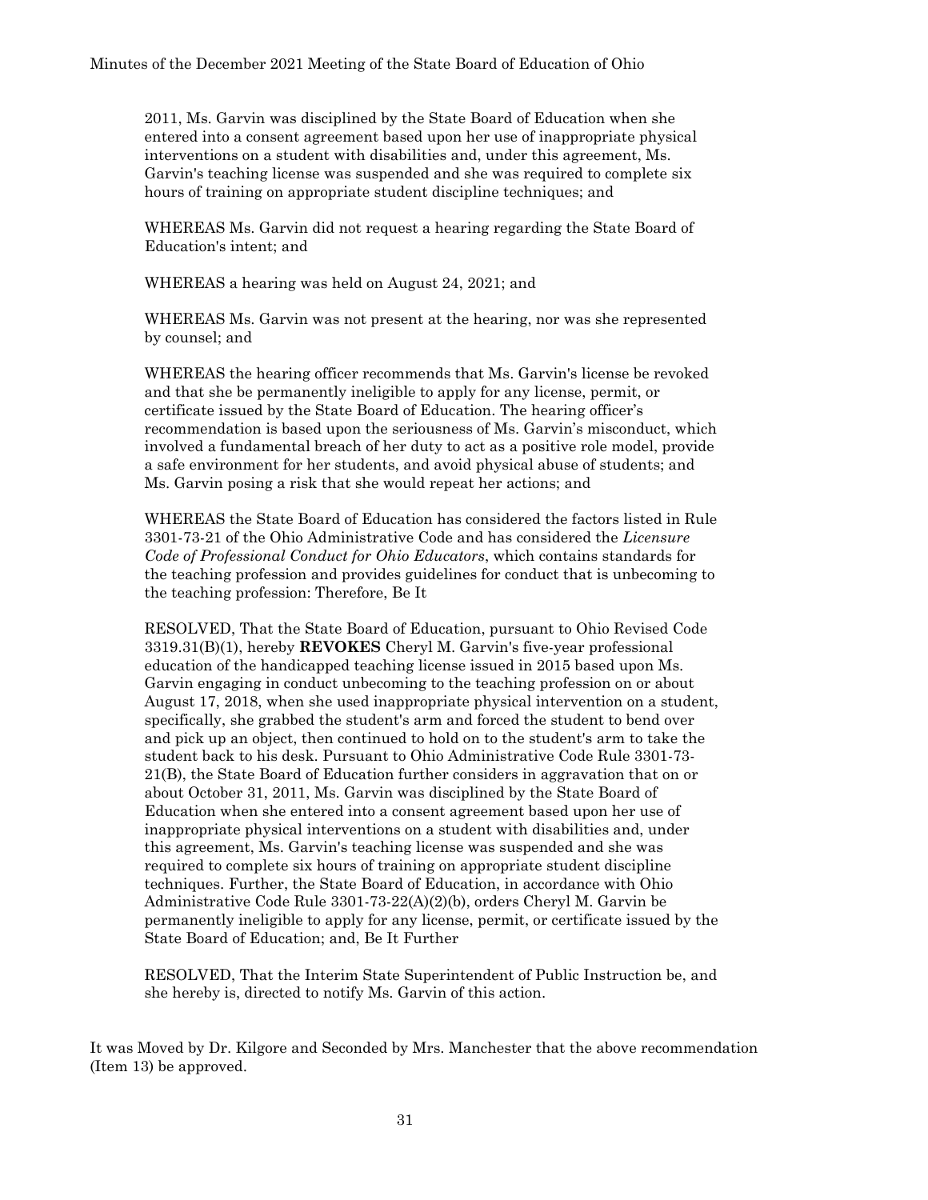2011, Ms. Garvin was disciplined by the State Board of Education when she entered into a consent agreement based upon her use of inappropriate physical interventions on a student with disabilities and, under this agreement, Ms. Garvin's teaching license was suspended and she was required to complete six hours of training on appropriate student discipline techniques; and

WHEREAS Ms. Garvin did not request a hearing regarding the State Board of Education's intent; and

WHEREAS a hearing was held on August 24, 2021; and

WHEREAS Ms. Garvin was not present at the hearing, nor was she represented by counsel; and

WHEREAS the hearing officer recommends that Ms. Garvin's license be revoked and that she be permanently ineligible to apply for any license, permit, or certificate issued by the State Board of Education. The hearing officer's recommendation is based upon the seriousness of Ms. Garvin's misconduct, which involved a fundamental breach of her duty to act as a positive role model, provide a safe environment for her students, and avoid physical abuse of students; and Ms. Garvin posing a risk that she would repeat her actions; and

WHEREAS the State Board of Education has considered the factors listed in Rule 3301-73-21 of the Ohio Administrative Code and has considered the *Licensure Code of Professional Conduct for Ohio Educators*, which contains standards for the teaching profession and provides guidelines for conduct that is unbecoming to the teaching profession: Therefore, Be It

RESOLVED, That the State Board of Education, pursuant to Ohio Revised Code 3319.31(B)(1), hereby **REVOKES** Cheryl M. Garvin's five-year professional education of the handicapped teaching license issued in 2015 based upon Ms. Garvin engaging in conduct unbecoming to the teaching profession on or about August 17, 2018, when she used inappropriate physical intervention on a student, specifically, she grabbed the student's arm and forced the student to bend over and pick up an object, then continued to hold on to the student's arm to take the student back to his desk. Pursuant to Ohio Administrative Code Rule 3301-73-21(B), the State Board of Education further considers in aggravation that on or about October 31, 2011, Ms. Garvin was disciplined by the State Board of Education when she entered into a consent agreement based upon her use of inappropriate physical interventions on a student with disabilities and, under this agreement, Ms. Garvin's teaching license was suspended and she was required to complete six hours of training on appropriate student discipline techniques. Further, the State Board of Education, in accordance with Ohio Administrative Code Rule 3301-73-22(A)(2)(b), orders Cheryl M. Garvin be permanently ineligible to apply for any license, permit, or certificate issued by the State Board of Education; and, Be It Further

RESOLVED, That the Interim State Superintendent of Public Instruction be, and she hereby is, directed to notify Ms. Garvin of this action.

It was Moved by Dr. Kilgore and Seconded by Mrs. Manchester that the above recommendation (Item 13) be approved.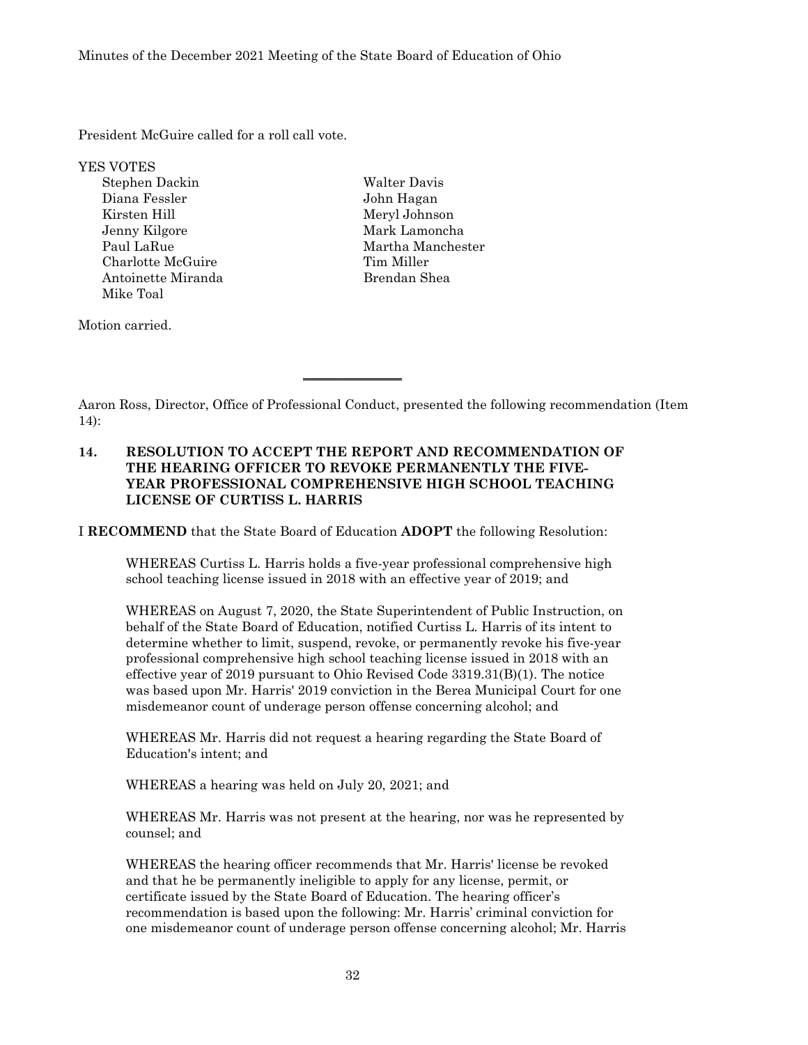President McGuire called for a roll call vote.

YES VOTES

Stephen Dackin
Walter Davis
Diana Fessler
John Hagan
Kirsten Hill
Meryl Johnson
Jenny Kilgore
Mark Lamoncha
Paul LaRue
Martha Manchester
Charlotte McGuire
Tim Miller
Antoinette Miranda
Brendan Shea
Mike Toal

Motion carried.

---

Aaron Ross, Director, Office of Professional Conduct, presented the following recommendation (Item 14):

**14. RESOLUTION TO ACCEPT THE REPORT AND RECOMMENDATION OF THE HEARING OFFICER TO REVOKE PERMANENTLY THE FIVE-YEAR PROFESSIONAL COMPREHENSIVE HIGH SCHOOL TEACHING LICENSE OF CURTISS L. HARRIS**

I **RECOMMEND** that the State Board of Education **ADOPT** the following Resolution:

WHEREAS Curtiss L. Harris holds a five-year professional comprehensive high school teaching license issued in 2018 with an effective year of 2019; and

WHEREAS on August 7, 2020, the State Superintendent of Public Instruction, on behalf of the State Board of Education, notified Curtiss L. Harris of its intent to determine whether to limit, suspend, revoke, or permanently revoke his five-year professional comprehensive high school teaching license issued in 2018 with an effective year of 2019 pursuant to Ohio Revised Code 3319.31(B)(1). The notice was based upon Mr. Harris' 2019 conviction in the Berea Municipal Court for one misdemeanor count of underage person offense concerning alcohol; and

WHEREAS Mr. Harris did not request a hearing regarding the State Board of Education's intent; and

WHEREAS a hearing was held on July 20, 2021; and

WHEREAS Mr. Harris was not present at the hearing, nor was he represented by counsel; and

WHEREAS the hearing officer recommends that Mr. Harris' license be revoked and that he be permanently ineligible to apply for any license, permit, or certificate issued by the State Board of Education. The hearing officer's recommendation is based upon the following: Mr. Harris' criminal conviction for one misdemeanor count of underage person offense concerning alcohol; Mr. Harris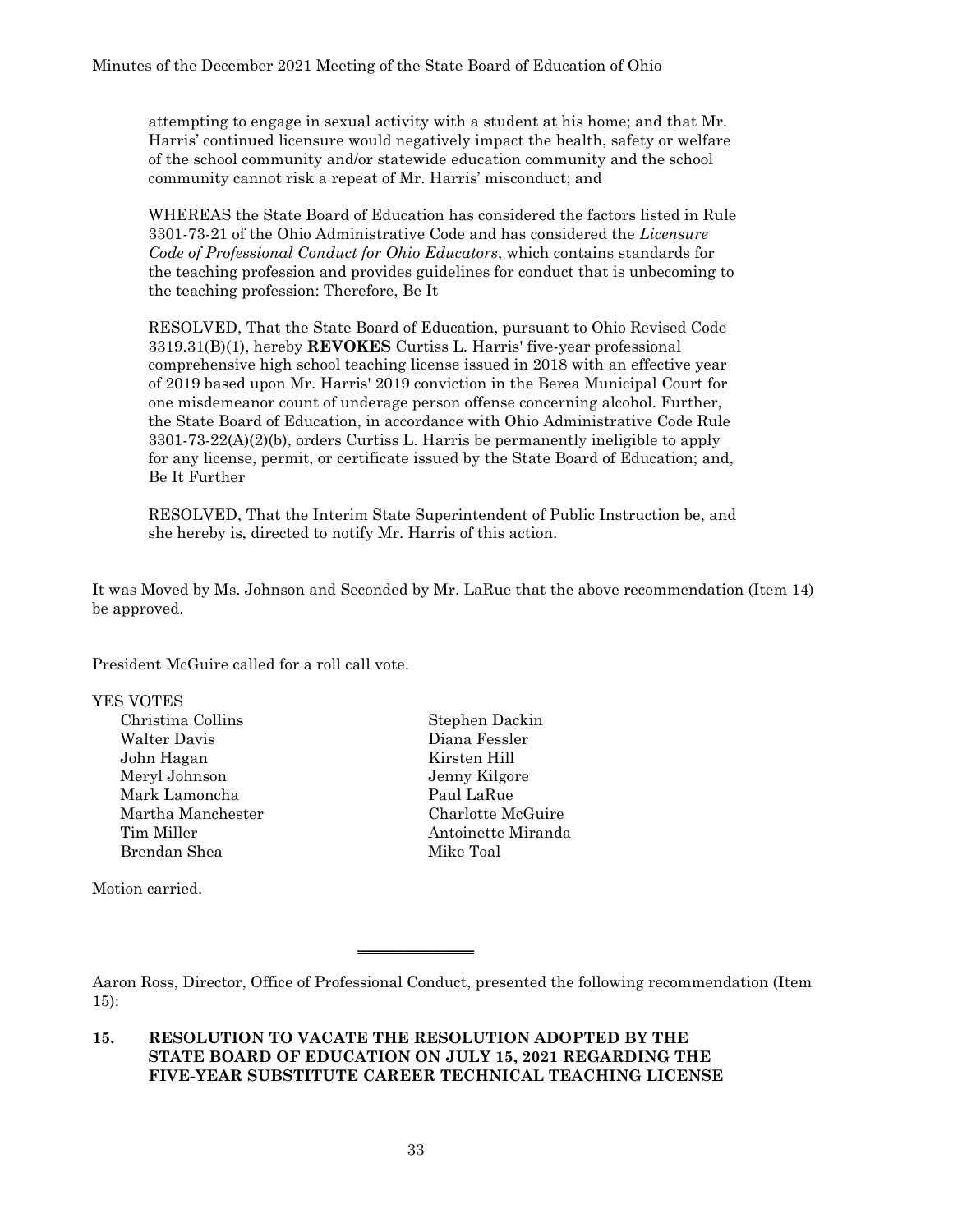attempting to engage in sexual activity with a student at his home; and that Mr. Harris' continued licensure would negatively impact the health, safety or welfare of the school community and/or statewide education community and the school community cannot risk a repeat of Mr. Harris' misconduct; and

WHEREAS the State Board of Education has considered the factors listed in Rule 3301-73-21 of the Ohio Administrative Code and has considered the *Licensure Code of Professional Conduct for Ohio Educators*, which contains standards for the teaching profession and provides guidelines for conduct that is unbecoming to the teaching profession: Therefore, Be It

RESOLVED, That the State Board of Education, pursuant to Ohio Revised Code 3319.31(B)(1), hereby **REVOKES** Curtiss L. Harris' five-year professional comprehensive high school teaching license issued in 2018 with an effective year of 2019 based upon Mr. Harris' 2019 conviction in the Berea Municipal Court for one misdemeanor count of underage person offense concerning alcohol. Further, the State Board of Education, in accordance with Ohio Administrative Code Rule 3301-73-22(A)(2)(b), orders Curtiss L. Harris be permanently ineligible to apply for any license, permit, or certificate issued by the State Board of Education; and, Be It Further

RESOLVED, That the Interim State Superintendent of Public Instruction be, and she hereby is, directed to notify Mr. Harris of this action.

It was Moved by Ms. Johnson and Seconded by Mr. LaRue that the above recommendation (Item 14) be approved.

President McGuire called for a roll call vote.

YES VOTES

Christina Collins
Stephen Dackin
Walter Davis
Diana Fessler
John Hagan
Kirsten Hill
Meryl Johnson
Jenny Kilgore
Mark Lamoncha
Paul LaRue
Martha Manchester
Charlotte McGuire
Tim Miller
Antoinette Miranda
Brendan Shea
Mike Toal

Motion carried.

---

Aaron Ross, Director, Office of Professional Conduct, presented the following recommendation (Item 15):

**15. RESOLUTION TO VACATE THE RESOLUTION ADOPTED BY THE STATE BOARD OF EDUCATION ON JULY 15, 2021 REGARDING THE FIVE-YEAR SUBSTITUTE CAREER TECHNICAL TEACHING LICENSE**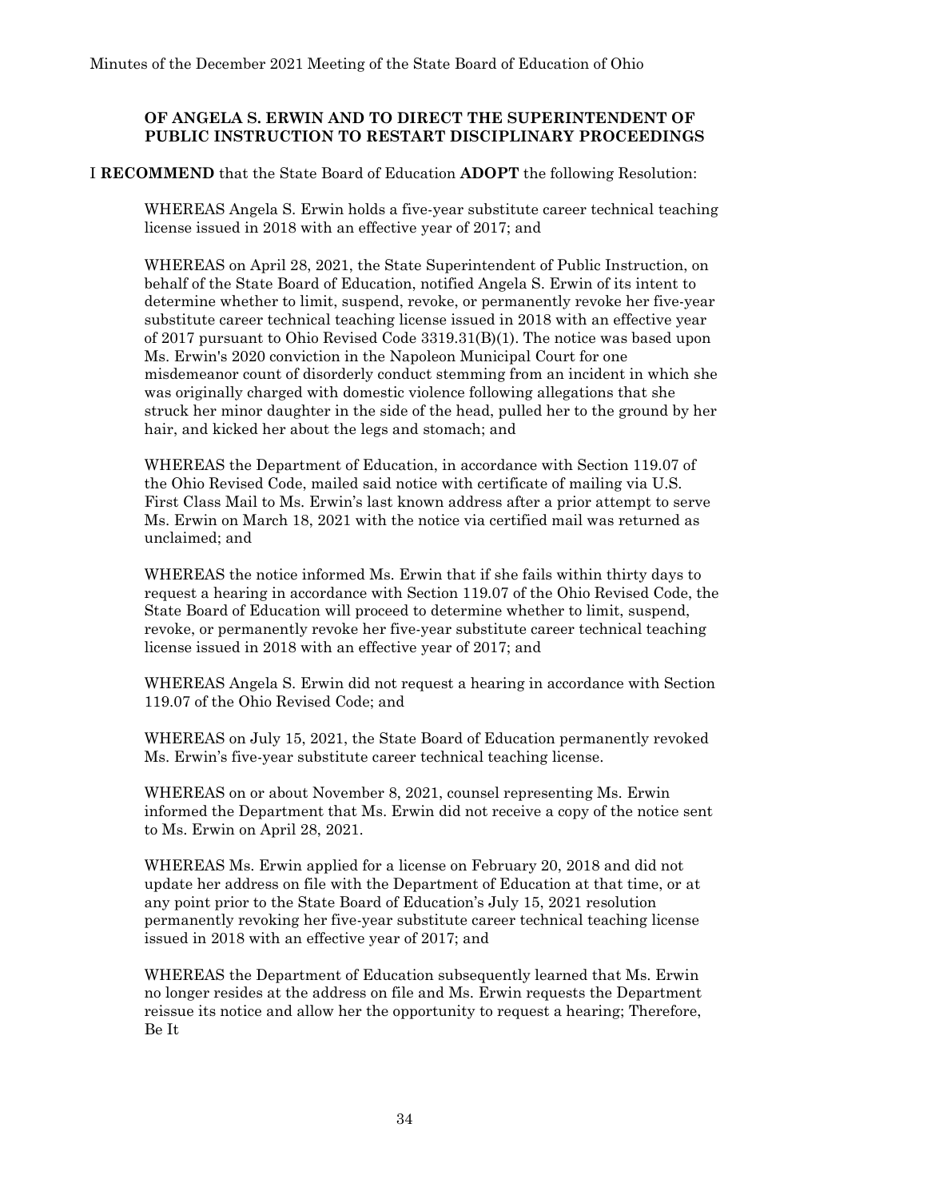**OF ANGELA S. ERWIN AND TO DIRECT THE SUPERINTENDENT OF PUBLIC INSTRUCTION TO RESTART DISCIPLINARY PROCEEDINGS**

I **RECOMMEND** that the State Board of Education **ADOPT** the following Resolution:

WHEREAS Angela S. Erwin holds a five-year substitute career technical teaching license issued in 2018 with an effective year of 2017; and

WHEREAS on April 28, 2021, the State Superintendent of Public Instruction, on behalf of the State Board of Education, notified Angela S. Erwin of its intent to determine whether to limit, suspend, revoke, or permanently revoke her five-year substitute career technical teaching license issued in 2018 with an effective year of 2017 pursuant to Ohio Revised Code 3319.31(B)(1). The notice was based upon Ms. Erwin's 2020 conviction in the Napoleon Municipal Court for one misdemeanor count of disorderly conduct stemming from an incident in which she was originally charged with domestic violence following allegations that she struck her minor daughter in the side of the head, pulled her to the ground by her hair, and kicked her about the legs and stomach; and

WHEREAS the Department of Education, in accordance with Section 119.07 of the Ohio Revised Code, mailed said notice with certificate of mailing via U.S. First Class Mail to Ms. Erwin's last known address after a prior attempt to serve Ms. Erwin on March 18, 2021 with the notice via certified mail was returned as unclaimed; and

WHEREAS the notice informed Ms. Erwin that if she fails within thirty days to request a hearing in accordance with Section 119.07 of the Ohio Revised Code, the State Board of Education will proceed to determine whether to limit, suspend, revoke, or permanently revoke her five-year substitute career technical teaching license issued in 2018 with an effective year of 2017; and

WHEREAS Angela S. Erwin did not request a hearing in accordance with Section 119.07 of the Ohio Revised Code; and

WHEREAS on July 15, 2021, the State Board of Education permanently revoked Ms. Erwin's five-year substitute career technical teaching license.

WHEREAS on or about November 8, 2021, counsel representing Ms. Erwin informed the Department that Ms. Erwin did not receive a copy of the notice sent to Ms. Erwin on April 28, 2021.

WHEREAS Ms. Erwin applied for a license on February 20, 2018 and did not update her address on file with the Department of Education at that time, or at any point prior to the State Board of Education's July 15, 2021 resolution permanently revoking her five-year substitute career technical teaching license issued in 2018 with an effective year of 2017; and

WHEREAS the Department of Education subsequently learned that Ms. Erwin no longer resides at the address on file and Ms. Erwin requests the Department reissue its notice and allow her the opportunity to request a hearing; Therefore, Be It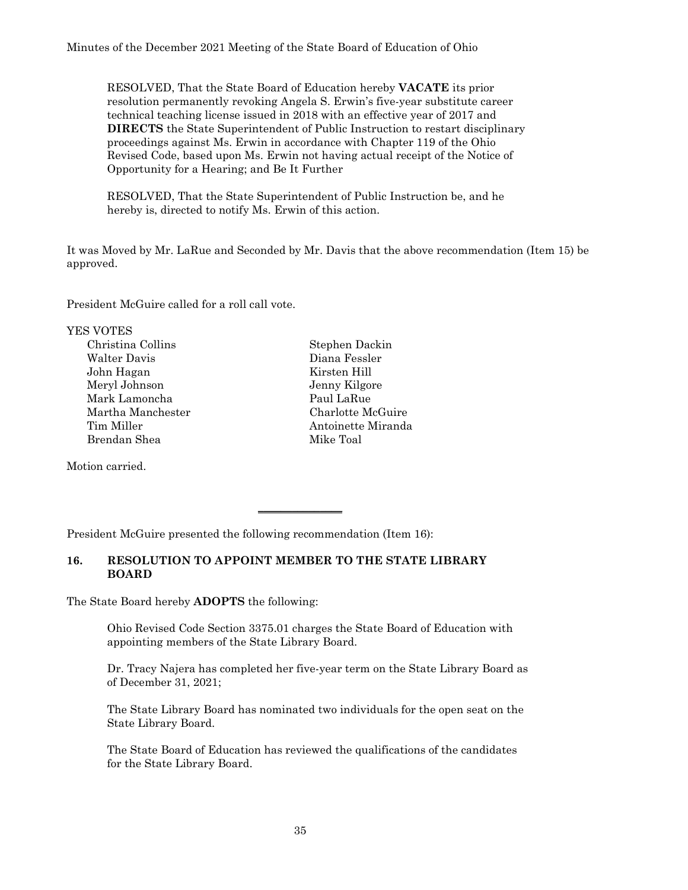RESOLVED, That the State Board of Education hereby **VACATE** its prior resolution permanently revoking Angela S. Erwin's five-year substitute career technical teaching license issued in 2018 with an effective year of 2017 and **DIRECTS** the State Superintendent of Public Instruction to restart disciplinary proceedings against Ms. Erwin in accordance with Chapter 119 of the Ohio Revised Code, based upon Ms. Erwin not having actual receipt of the Notice of Opportunity for a Hearing; and Be It Further

RESOLVED, That the State Superintendent of Public Instruction be, and he hereby is, directed to notify Ms. Erwin of this action.

It was Moved by Mr. LaRue and Seconded by Mr. Davis that the above recommendation (Item 15) be approved.

President McGuire called for a roll call vote.

YES VOTES

- Christina Collins
- Walter Davis
- John Hagan
- Meryl Johnson
- Mark Lamoncha
- Martha Manchester
- Tim Miller
- Brendan Shea
- Stephen Dackin
- Diana Fessler
- Kirsten Hill
- Jenny Kilgore
- Paul LaRue
- Charlotte McGuire
- Antoinette Miranda
- Mike Toal

Motion carried.

---

President McGuire presented the following recommendation (Item 16):

## 16. RESOLUTION TO APPOINT MEMBER TO THE STATE LIBRARY BOARD

The State Board hereby **ADOPTS** the following:

Ohio Revised Code Section 3375.01 charges the State Board of Education with appointing members of the State Library Board.

Dr. Tracy Najera has completed her five-year term on the State Library Board as of December 31, 2021;

The State Library Board has nominated two individuals for the open seat on the State Library Board.

The State Board of Education has reviewed the qualifications of the candidates for the State Library Board.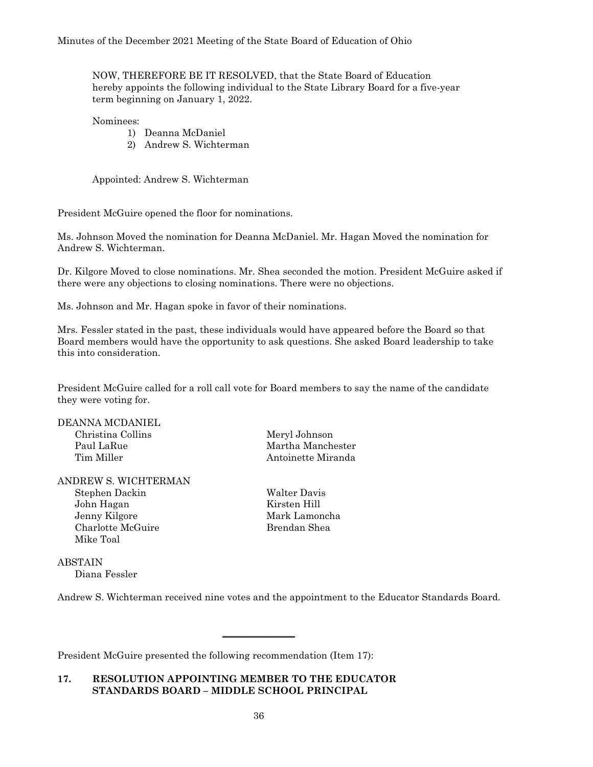NOW, THEREFORE BE IT RESOLVED, that the State Board of Education hereby appoints the following individual to the State Library Board for a five-year term beginning on January 1, 2022.

Nominees:

1) Deanna McDaniel
2) Andrew S. Wichterman

Appointed: Andrew S. Wichterman

President McGuire opened the floor for nominations.

Ms. Johnson Moved the nomination for Deanna McDaniel. Mr. Hagan Moved the nomination for Andrew S. Wichterman.

Dr. Kilgore Moved to close nominations. Mr. Shea seconded the motion. President McGuire asked if there were any objections to closing nominations. There were no objections.

Ms. Johnson and Mr. Hagan spoke in favor of their nominations.

Mrs. Fessler stated in the past, these individuals would have appeared before the Board so that Board members would have the opportunity to ask questions. She asked Board leadership to take this into consideration.

President McGuire called for a roll call vote for Board members to say the name of the candidate they were voting for.

DEANNA MCDANIEL

| | |
|---|---|
| Christina Collins | Meryl Johnson |
| Paul LaRue | Martha Manchester |
| Tim Miller | Antoinette Miranda |

ANDREW S. WICHTERMAN

| | |
|---|---|
| Stephen Dackin | Walter Davis |
| John Hagan | Kirsten Hill |
| Jenny Kilgore | Mark Lamoncha |
| Charlotte McGuire | Brendan Shea |
| Mike Toal | |

ABSTAIN

Diana Fessler

Andrew S. Wichterman received nine votes and the appointment to the Educator Standards Board.

---

President McGuire presented the following recommendation (Item 17):

**17. RESOLUTION APPOINTING MEMBER TO THE EDUCATOR STANDARDS BOARD – MIDDLE SCHOOL PRINCIPAL**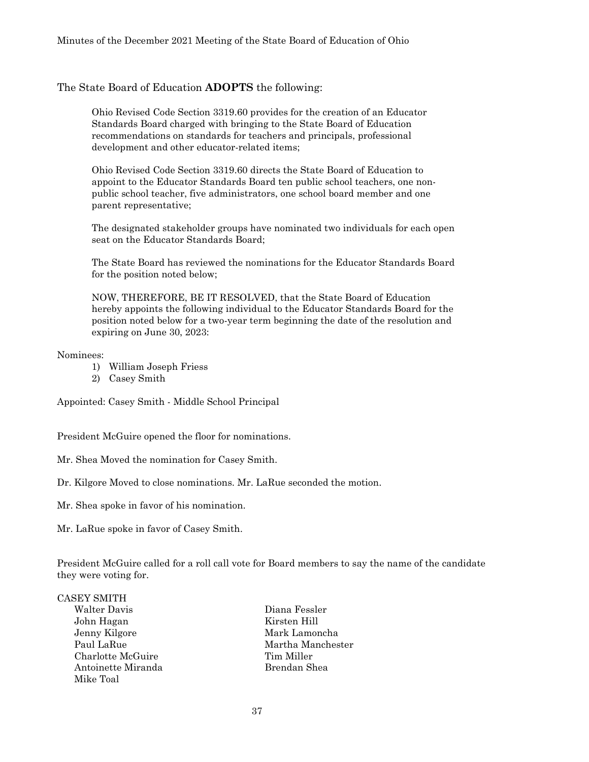The State Board of Education **ADOPTS** the following:

> Ohio Revised Code Section 3319.60 provides for the creation of an Educator Standards Board charged with bringing to the State Board of Education recommendations on standards for teachers and principals, professional development and other educator-related items;
>
> Ohio Revised Code Section 3319.60 directs the State Board of Education to appoint to the Educator Standards Board ten public school teachers, one non-public school teacher, five administrators, one school board member and one parent representative;
>
> The designated stakeholder groups have nominated two individuals for each open seat on the Educator Standards Board;
>
> The State Board has reviewed the nominations for the Educator Standards Board for the position noted below;
>
> NOW, THEREFORE, BE IT RESOLVED, that the State Board of Education hereby appoints the following individual to the Educator Standards Board for the position noted below for a two-year term beginning the date of the resolution and expiring on June 30, 2023:

Nominees:

1) William Joseph Friess
2) Casey Smith

Appointed: Casey Smith - Middle School Principal

President McGuire opened the floor for nominations.

Mr. Shea Moved the nomination for Casey Smith.

Dr. Kilgore Moved to close nominations. Mr. LaRue seconded the motion.

Mr. Shea spoke in favor of his nomination.

Mr. LaRue spoke in favor of Casey Smith.

President McGuire called for a roll call vote for Board members to say the name of the candidate they were voting for.

CASEY SMITH

- Walter Davis
- John Hagan
- Jenny Kilgore
- Paul LaRue
- Charlotte McGuire
- Antoinette Miranda
- Mike Toal
- Diana Fessler
- Kirsten Hill
- Mark Lamoncha
- Martha Manchester
- Tim Miller
- Brendan Shea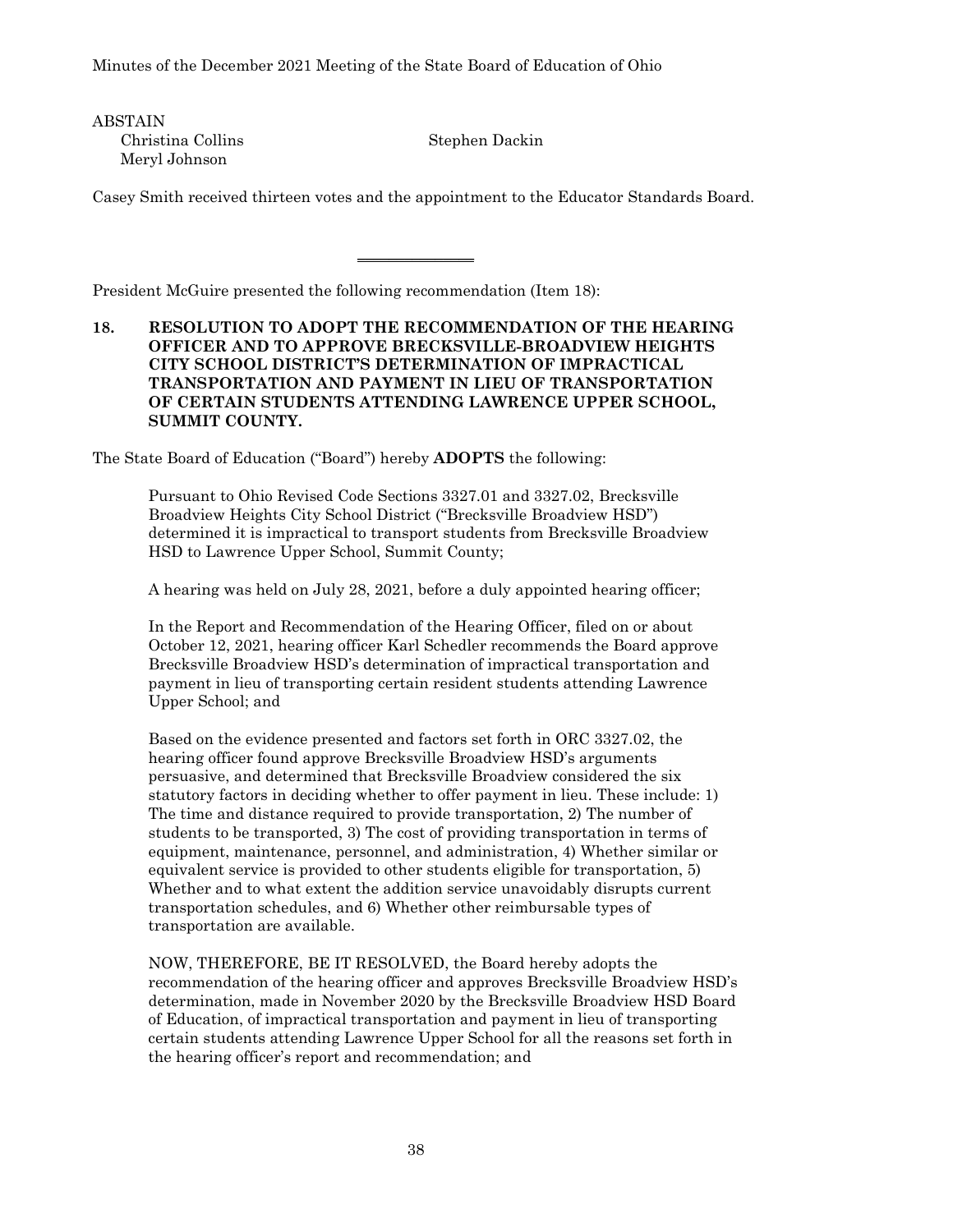ABSTAIN

Christina Collins
Stephen Dackin
Meryl Johnson

Casey Smith received thirteen votes and the appointment to the Educator Standards Board.

---

President McGuire presented the following recommendation (Item 18):

**18. RESOLUTION TO ADOPT THE RECOMMENDATION OF THE HEARING OFFICER AND TO APPROVE BRECKSVILLE-BROADVIEW HEIGHTS CITY SCHOOL DISTRICT'S DETERMINATION OF IMPRACTICAL TRANSPORTATION AND PAYMENT IN LIEU OF TRANSPORTATION OF CERTAIN STUDENTS ATTENDING LAWRENCE UPPER SCHOOL, SUMMIT COUNTY.**

The State Board of Education ("Board") hereby **ADOPTS** the following:

> Pursuant to Ohio Revised Code Sections 3327.01 and 3327.02, Brecksville Broadview Heights City School District ("Brecksville Broadview HSD") determined it is impractical to transport students from Brecksville Broadview HSD to Lawrence Upper School, Summit County;
>
> A hearing was held on July 28, 2021, before a duly appointed hearing officer;
>
> In the Report and Recommendation of the Hearing Officer, filed on or about October 12, 2021, hearing officer Karl Schedler recommends the Board approve Brecksville Broadview HSD's determination of impractical transportation and payment in lieu of transporting certain resident students attending Lawrence Upper School; and
>
> Based on the evidence presented and factors set forth in ORC 3327.02, the hearing officer found approve Brecksville Broadview HSD's arguments persuasive, and determined that Brecksville Broadview considered the six statutory factors in deciding whether to offer payment in lieu. These include: 1) The time and distance required to provide transportation, 2) The number of students to be transported, 3) The cost of providing transportation in terms of equipment, maintenance, personnel, and administration, 4) Whether similar or equivalent service is provided to other students eligible for transportation, 5) Whether and to what extent the addition service unavoidably disrupts current transportation schedules, and 6) Whether other reimbursable types of transportation are available.
>
> NOW, THEREFORE, BE IT RESOLVED, the Board hereby adopts the recommendation of the hearing officer and approves Brecksville Broadview HSD's determination, made in November 2020 by the Brecksville Broadview HSD Board of Education, of impractical transportation and payment in lieu of transporting certain students attending Lawrence Upper School for all the reasons set forth in the hearing officer's report and recommendation; and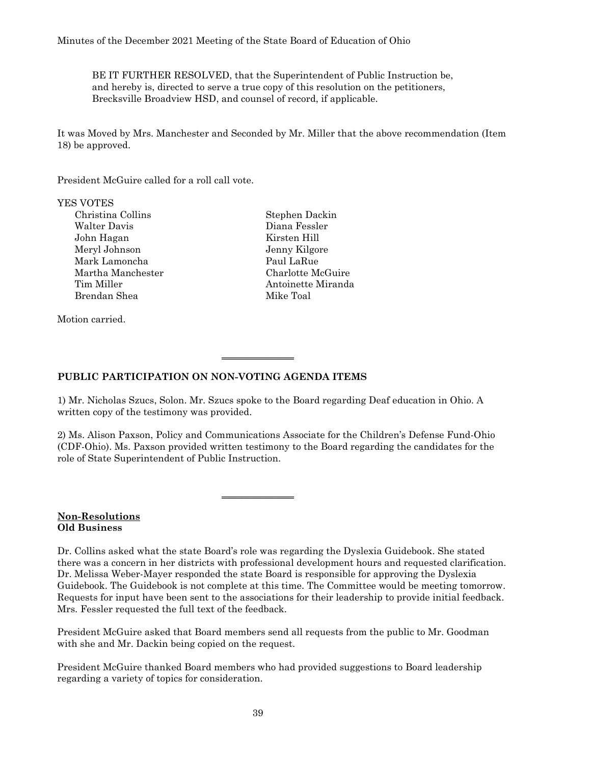BE IT FURTHER RESOLVED, that the Superintendent of Public Instruction be, and hereby is, directed to serve a true copy of this resolution on the petitioners, Brecksville Broadview HSD, and counsel of record, if applicable.

It was Moved by Mrs. Manchester and Seconded by Mr. Miller that the above recommendation (Item 18) be approved.

President McGuire called for a roll call vote.

YES VOTES

| | |
|---|---|
| Christina Collins | Stephen Dackin |
| Walter Davis | Diana Fessler |
| John Hagan | Kirsten Hill |
| Meryl Johnson | Jenny Kilgore |
| Mark Lamoncha | Paul LaRue |
| Martha Manchester | Charlotte McGuire |
| Tim Miller | Antoinette Miranda |
| Brendan Shea | Mike Toal |

Motion carried.

---

## PUBLIC PARTICIPATION ON NON-VOTING AGENDA ITEMS

1) Mr. Nicholas Szucs, Solon. Mr. Szucs spoke to the Board regarding Deaf education in Ohio. A written copy of the testimony was provided.

2) Ms. Alison Paxson, Policy and Communications Associate for the Children's Defense Fund-Ohio (CDF-Ohio). Ms. Paxson provided written testimony to the Board regarding the candidates for the role of State Superintendent of Public Instruction.

---

**Non-Resolutions**
**Old Business**

Dr. Collins asked what the state Board's role was regarding the Dyslexia Guidebook. She stated there was a concern in her districts with professional development hours and requested clarification. Dr. Melissa Weber-Mayer responded the state Board is responsible for approving the Dyslexia Guidebook. The Guidebook is not complete at this time. The Committee would be meeting tomorrow. Requests for input have been sent to the associations for their leadership to provide initial feedback. Mrs. Fessler requested the full text of the feedback.

President McGuire asked that Board members send all requests from the public to Mr. Goodman with she and Mr. Dackin being copied on the request.

President McGuire thanked Board members who had provided suggestions to Board leadership regarding a variety of topics for consideration.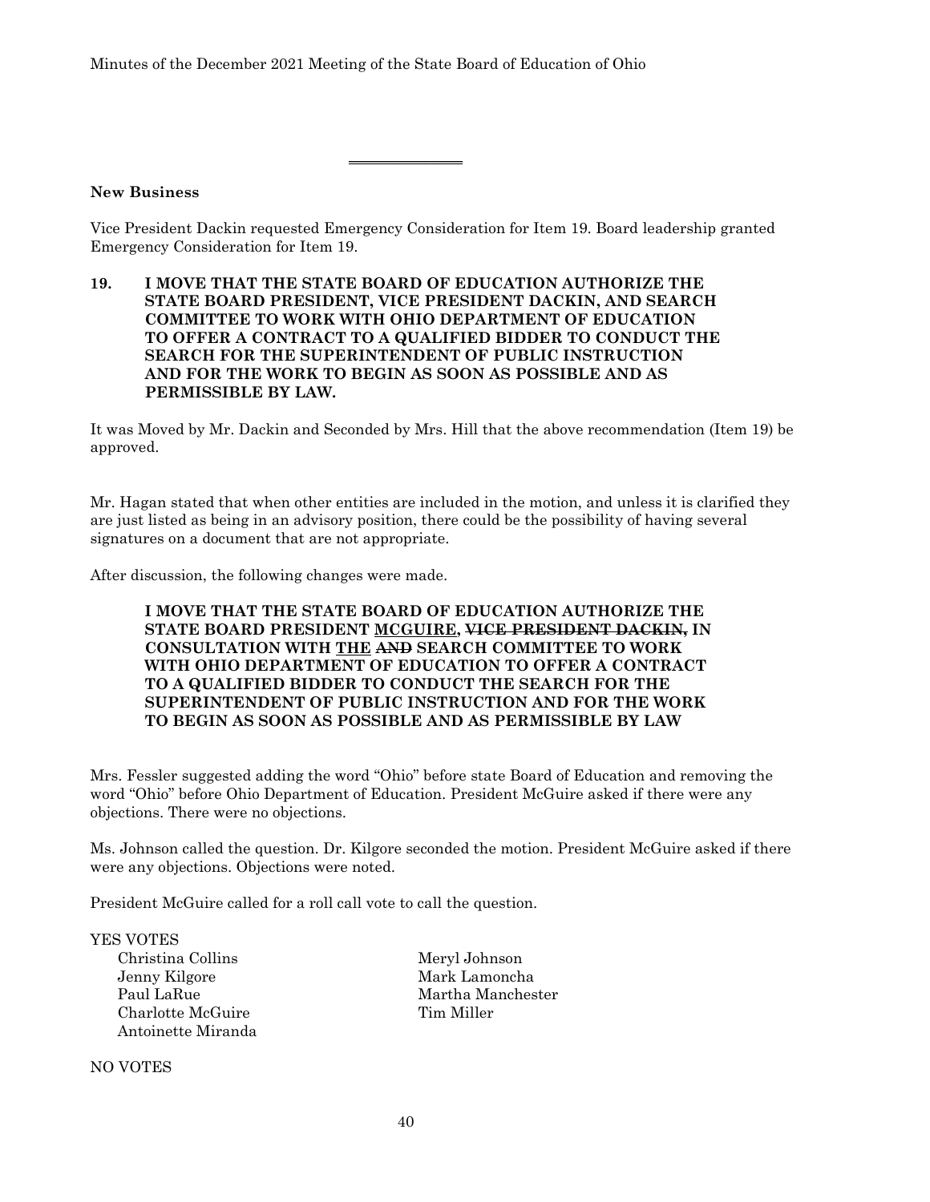---

**New Business**

Vice President Dackin requested Emergency Consideration for Item 19. Board leadership granted Emergency Consideration for Item 19.

**19. I MOVE THAT THE STATE BOARD OF EDUCATION AUTHORIZE THE STATE BOARD PRESIDENT, VICE PRESIDENT DACKIN, AND SEARCH COMMITTEE TO WORK WITH OHIO DEPARTMENT OF EDUCATION TO OFFER A CONTRACT TO A QUALIFIED BIDDER TO CONDUCT THE SEARCH FOR THE SUPERINTENDENT OF PUBLIC INSTRUCTION AND FOR THE WORK TO BEGIN AS SOON AS POSSIBLE AND AS PERMISSIBLE BY LAW.**

It was Moved by Mr. Dackin and Seconded by Mrs. Hill that the above recommendation (Item 19) be approved.

Mr. Hagan stated that when other entities are included in the motion, and unless it is clarified they are just listed as being in an advisory position, there could be the possibility of having several signatures on a document that are not appropriate.

After discussion, the following changes were made.

> **I MOVE THAT THE STATE BOARD OF EDUCATION AUTHORIZE THE STATE BOARD PRESIDENT <u>MCGUIRE</u>, ~~VICE PRESIDENT DACKIN,~~ IN CONSULTATION WITH <u>THE</u> ~~AND~~ SEARCH COMMITTEE TO WORK WITH OHIO DEPARTMENT OF EDUCATION TO OFFER A CONTRACT TO A QUALIFIED BIDDER TO CONDUCT THE SEARCH FOR THE SUPERINTENDENT OF PUBLIC INSTRUCTION AND FOR THE WORK TO BEGIN AS SOON AS POSSIBLE AND AS PERMISSIBLE BY LAW**

Mrs. Fessler suggested adding the word "Ohio" before state Board of Education and removing the word "Ohio" before Ohio Department of Education. President McGuire asked if there were any objections. There were no objections.

Ms. Johnson called the question. Dr. Kilgore seconded the motion. President McGuire asked if there were any objections. Objections were noted.

President McGuire called for a roll call vote to call the question.

YES VOTES

- Christina Collins
- Jenny Kilgore
- Paul LaRue
- Charlotte McGuire
- Antoinette Miranda
- Meryl Johnson
- Mark Lamoncha
- Martha Manchester
- Tim Miller

NO VOTES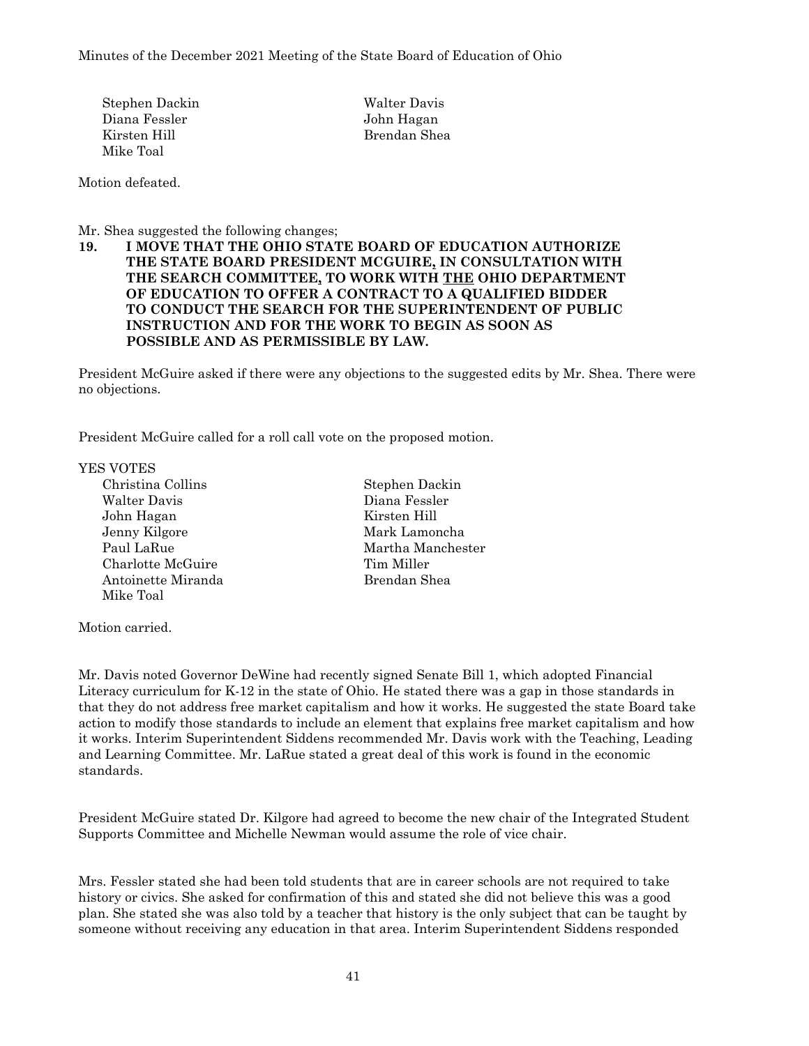| | |
|---|---|
| Stephen Dackin | Walter Davis |
| Diana Fessler | John Hagan |
| Kirsten Hill | Brendan Shea |
| Mike Toal | |

Motion defeated.

Mr. Shea suggested the following changes;

**19. I MOVE THAT THE OHIO STATE BOARD OF EDUCATION AUTHORIZE THE STATE BOARD PRESIDENT MCGUIRE, IN CONSULTATION WITH THE SEARCH COMMITTEE, TO WORK WITH <u>THE</u> OHIO DEPARTMENT OF EDUCATION TO OFFER A CONTRACT TO A QUALIFIED BIDDER TO CONDUCT THE SEARCH FOR THE SUPERINTENDENT OF PUBLIC INSTRUCTION AND FOR THE WORK TO BEGIN AS SOON AS POSSIBLE AND AS PERMISSIBLE BY LAW.**

President McGuire asked if there were any objections to the suggested edits by Mr. Shea. There were no objections.

President McGuire called for a roll call vote on the proposed motion.

YES VOTES

| | |
|---|---|
| Christina Collins | Stephen Dackin |
| Walter Davis | Diana Fessler |
| John Hagan | Kirsten Hill |
| Jenny Kilgore | Mark Lamoncha |
| Paul LaRue | Martha Manchester |
| Charlotte McGuire | Tim Miller |
| Antoinette Miranda | Brendan Shea |
| Mike Toal | |

Motion carried.

Mr. Davis noted Governor DeWine had recently signed Senate Bill 1, which adopted Financial Literacy curriculum for K-12 in the state of Ohio. He stated there was a gap in those standards in that they do not address free market capitalism and how it works. He suggested the state Board take action to modify those standards to include an element that explains free market capitalism and how it works. Interim Superintendent Siddens recommended Mr. Davis work with the Teaching, Leading and Learning Committee. Mr. LaRue stated a great deal of this work is found in the economic standards.

President McGuire stated Dr. Kilgore had agreed to become the new chair of the Integrated Student Supports Committee and Michelle Newman would assume the role of vice chair.

Mrs. Fessler stated she had been told students that are in career schools are not required to take history or civics. She asked for confirmation of this and stated she did not believe this was a good plan. She stated she was also told by a teacher that history is the only subject that can be taught by someone without receiving any education in that area. Interim Superintendent Siddens responded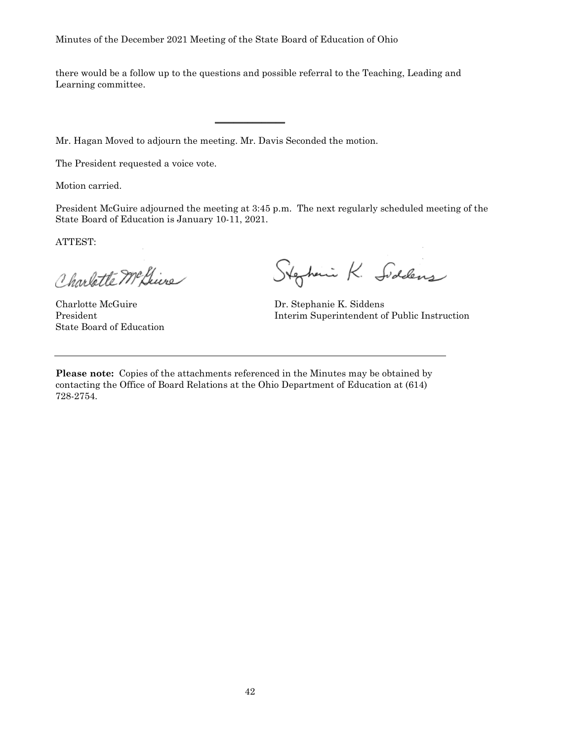there would be a follow up to the questions and possible referral to the Teaching, Leading and Learning committee.

---

Mr. Hagan Moved to adjourn the meeting. Mr. Davis Seconded the motion.

The President requested a voice vote.

Motion carried.

President McGuire adjourned the meeting at 3:45 p.m. The next regularly scheduled meeting of the State Board of Education is January 10-11, 2021.

ATTEST:

Charlotte McGuire
President
State Board of Education

Dr. Stephanie K. Siddens
Interim Superintendent of Public Instruction

---

**Please note:** Copies of the attachments referenced in the Minutes may be obtained by contacting the Office of Board Relations at the Ohio Department of Education at (614) 728-2754.